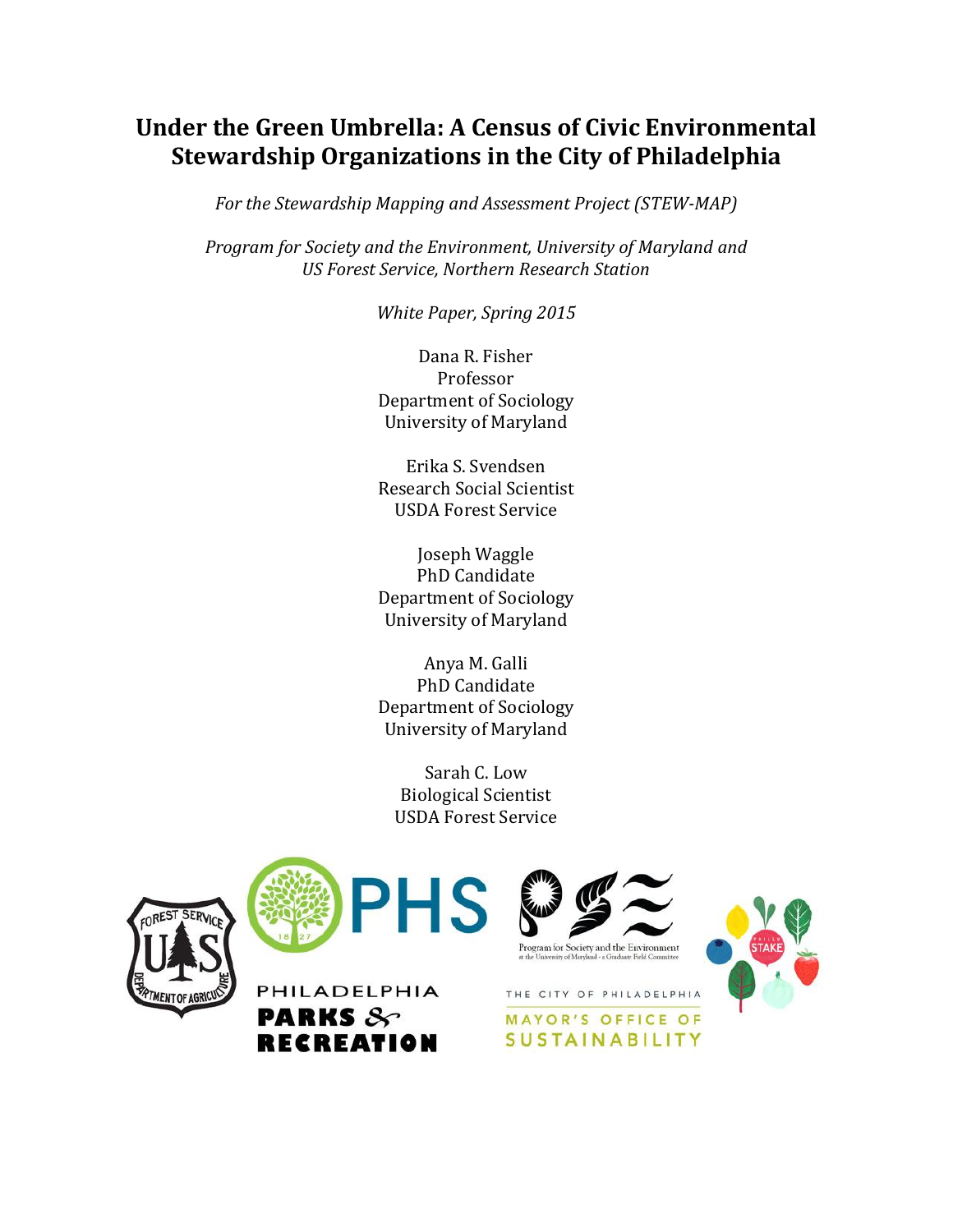# Under the Green Umbrella: A Census of Civic Environmental Stewardship Organizations in the City of Philadelphia

*For the Stewardship Mapping and Assessment Project (STEW-MAP)*

*Program for Society and the Environment, University of Maryland and US Forest Service, Northern Research Station*

*White Paper, Spring 2015*

Dana R. Fisher
Professor
Department of Sociology
University of Maryland

Erika S. Svendsen
Research Social Scientist
USDA Forest Service

Joseph Waggle
PhD Candidate
Department of Sociology
University of Maryland

Anya M. Galli
PhD Candidate
Department of Sociology
University of Maryland

Sarah C. Low
Biological Scientist
USDA Forest Service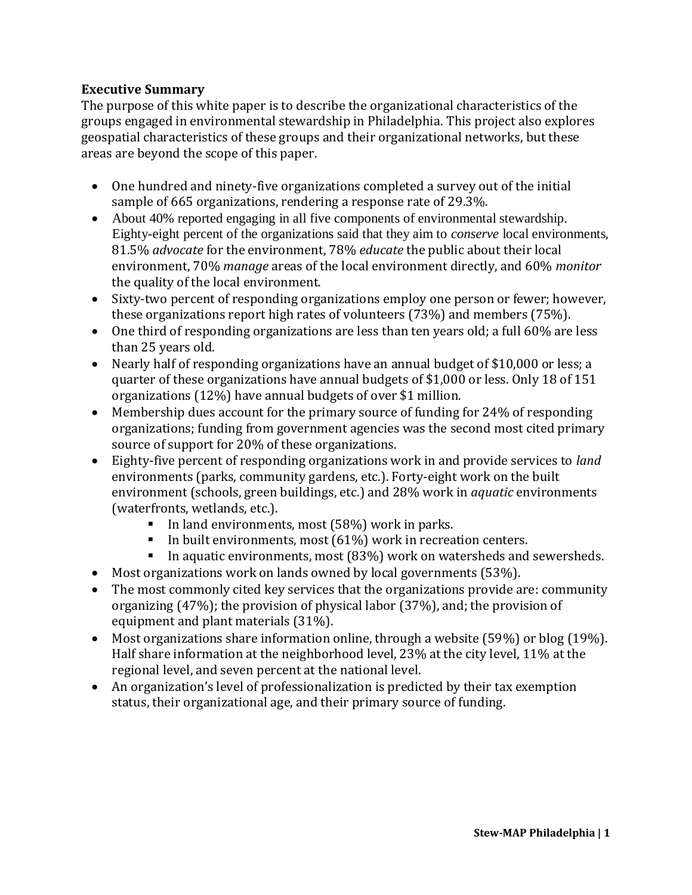## Executive Summary

The purpose of this white paper is to describe the organizational characteristics of the groups engaged in environmental stewardship in Philadelphia. This project also explores geospatial characteristics of these groups and their organizational networks, but these areas are beyond the scope of this paper.

- One hundred and ninety-five organizations completed a survey out of the initial sample of 665 organizations, rendering a response rate of 29.3%.
- About 40% reported engaging in all five components of environmental stewardship. Eighty-eight percent of the organizations said that they aim to *conserve* local environments, 81.5% *advocate* for the environment, 78% *educate* the public about their local environment, 70% *manage* areas of the local environment directly, and 60% *monitor* the quality of the local environment.
- Sixty-two percent of responding organizations employ one person or fewer; however, these organizations report high rates of volunteers (73%) and members (75%).
- One third of responding organizations are less than ten years old; a full 60% are less than 25 years old.
- Nearly half of responding organizations have an annual budget of $10,000 or less; a quarter of these organizations have annual budgets of $1,000 or less. Only 18 of 151 organizations (12%) have annual budgets of over $1 million.
- Membership dues account for the primary source of funding for 24% of responding organizations; funding from government agencies was the second most cited primary source of support for 20% of these organizations.
- Eighty-five percent of responding organizations work in and provide services to *land* environments (parks, community gardens, etc.). Forty-eight work on the built environment (schools, green buildings, etc.) and 28% work in *aquatic* environments (waterfronts, wetlands, etc.).
    - In land environments, most (58%) work in parks.
    - In built environments, most (61%) work in recreation centers.
    - In aquatic environments, most (83%) work on watersheds and sewersheds.
- Most organizations work on lands owned by local governments (53%).
- The most commonly cited key services that the organizations provide are: community organizing (47%); the provision of physical labor (37%), and; the provision of equipment and plant materials (31%).
- Most organizations share information online, through a website (59%) or blog (19%). Half share information at the neighborhood level, 23% at the city level, 11% at the regional level, and seven percent at the national level.
- An organization's level of professionalization is predicted by their tax exemption status, their organizational age, and their primary source of funding.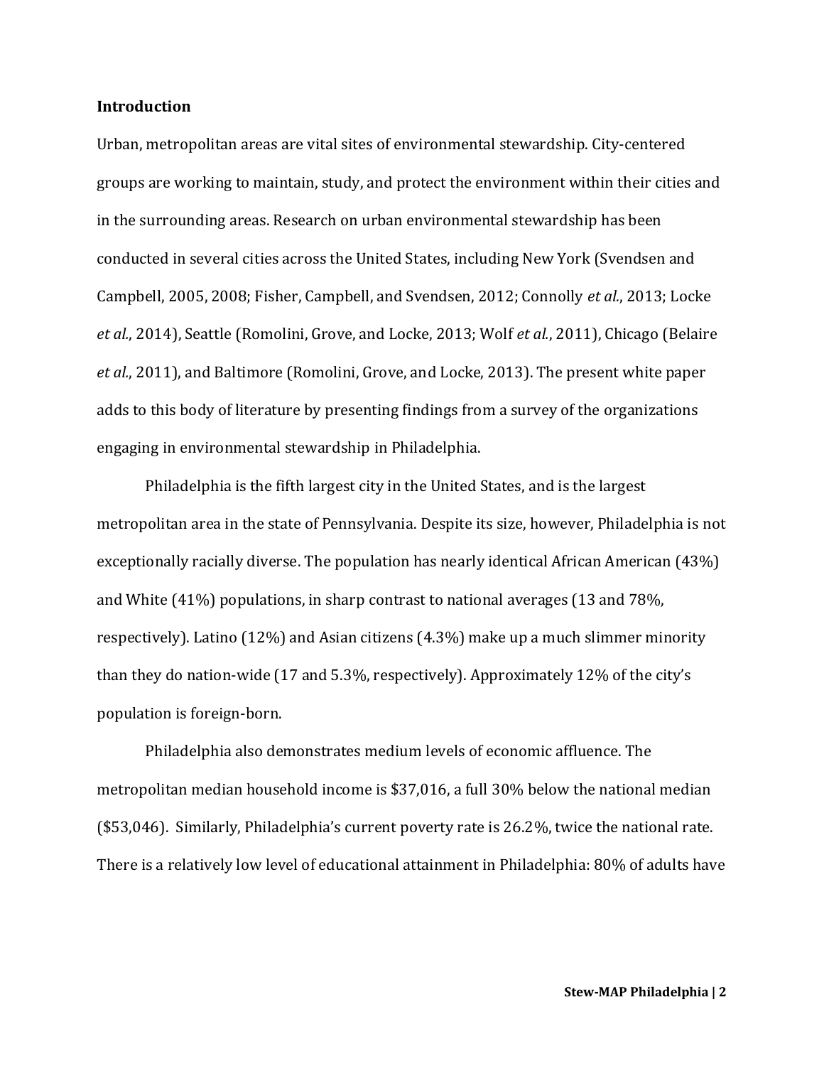**Introduction**

Urban, metropolitan areas are vital sites of environmental stewardship. City-centered groups are working to maintain, study, and protect the environment within their cities and in the surrounding areas. Research on urban environmental stewardship has been conducted in several cities across the United States, including New York (Svendsen and Campbell, 2005, 2008; Fisher, Campbell, and Svendsen, 2012; Connolly *et al.*, 2013; Locke *et al.*, 2014), Seattle (Romolini, Grove, and Locke, 2013; Wolf *et al.*, 2011), Chicago (Belaire *et al.*, 2011), and Baltimore (Romolini, Grove, and Locke, 2013). The present white paper adds to this body of literature by presenting findings from a survey of the organizations engaging in environmental stewardship in Philadelphia.

Philadelphia is the fifth largest city in the United States, and is the largest metropolitan area in the state of Pennsylvania. Despite its size, however, Philadelphia is not exceptionally racially diverse. The population has nearly identical African American (43%) and White (41%) populations, in sharp contrast to national averages (13 and 78%, respectively). Latino (12%) and Asian citizens (4.3%) make up a much slimmer minority than they do nation-wide (17 and 5.3%, respectively). Approximately 12% of the city's population is foreign-born.

Philadelphia also demonstrates medium levels of economic affluence. The metropolitan median household income is $37,016, a full 30% below the national median ($53,046). Similarly, Philadelphia's current poverty rate is 26.2%, twice the national rate. There is a relatively low level of educational attainment in Philadelphia: 80% of adults have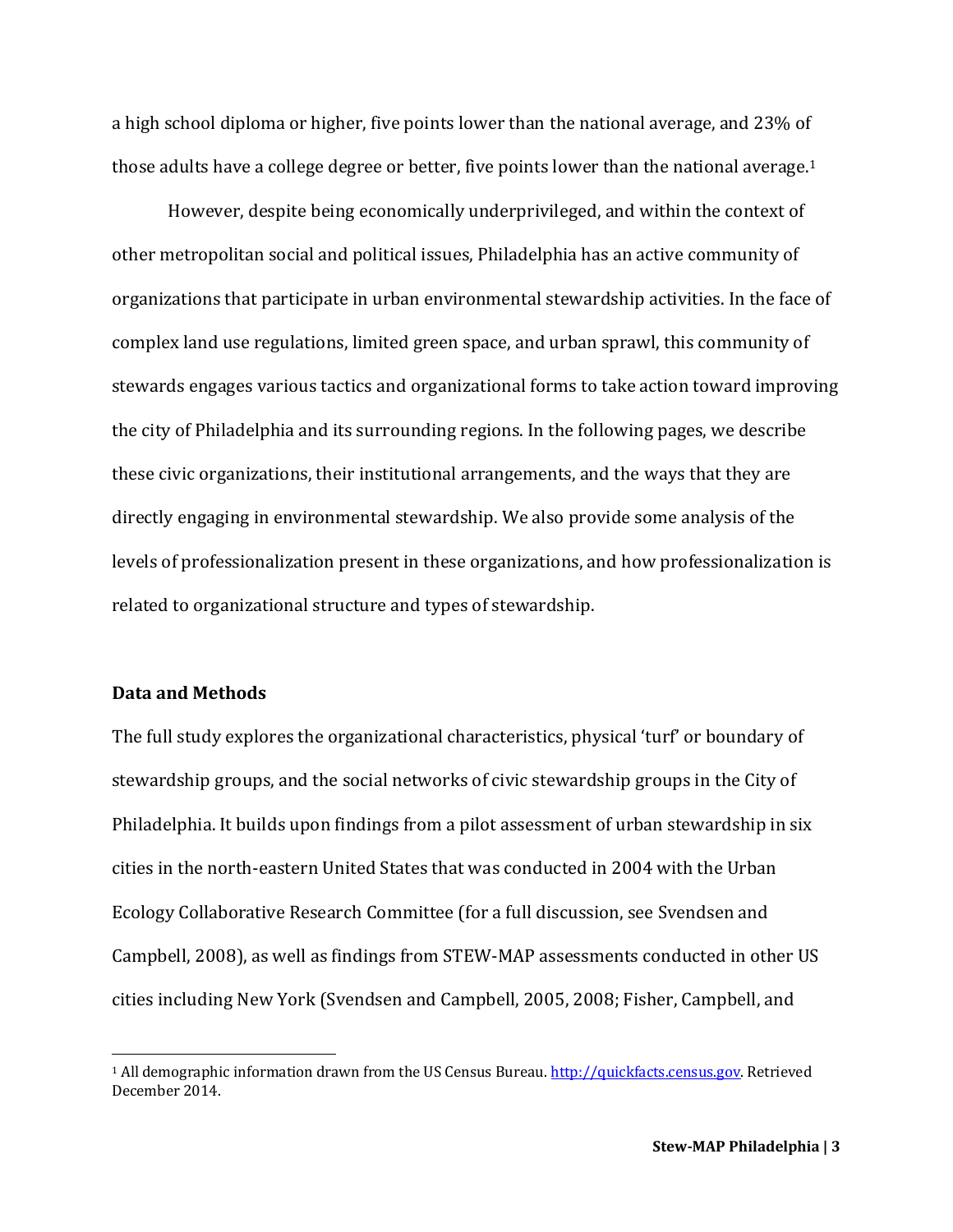a high school diploma or higher, five points lower than the national average, and 23% of those adults have a college degree or better, five points lower than the national average.[1]

However, despite being economically underprivileged, and within the context of other metropolitan social and political issues, Philadelphia has an active community of organizations that participate in urban environmental stewardship activities. In the face of complex land use regulations, limited green space, and urban sprawl, this community of stewards engages various tactics and organizational forms to take action toward improving the city of Philadelphia and its surrounding regions. In the following pages, we describe these civic organizations, their institutional arrangements, and the ways that they are directly engaging in environmental stewardship. We also provide some analysis of the levels of professionalization present in these organizations, and how professionalization is related to organizational structure and types of stewardship.

## Data and Methods

The full study explores the organizational characteristics, physical 'turf' or boundary of stewardship groups, and the social networks of civic stewardship groups in the City of Philadelphia. It builds upon findings from a pilot assessment of urban stewardship in six cities in the north-eastern United States that was conducted in 2004 with the Urban Ecology Collaborative Research Committee (for a full discussion, see Svendsen and Campbell, 2008), as well as findings from STEW-MAP assessments conducted in other US cities including New York (Svendsen and Campbell, 2005, 2008; Fisher, Campbell, and

[1] All demographic information drawn from the US Census Bureau. http://quickfacts.census.gov. Retrieved December 2014.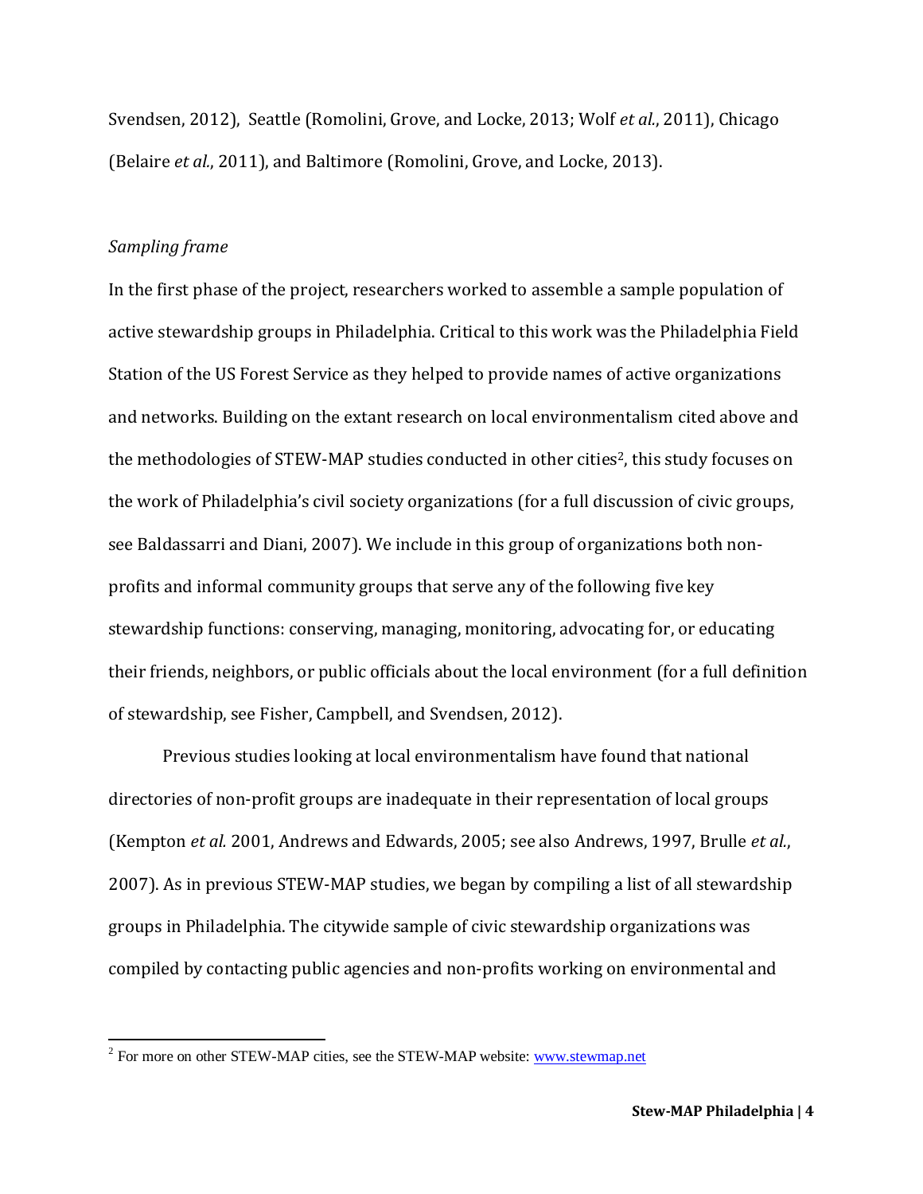Svendsen, 2012), Seattle (Romolini, Grove, and Locke, 2013; Wolf *et al.*, 2011), Chicago (Belaire *et al.*, 2011), and Baltimore (Romolini, Grove, and Locke, 2013).

*Sampling frame*

In the first phase of the project, researchers worked to assemble a sample population of active stewardship groups in Philadelphia. Critical to this work was the Philadelphia Field Station of the US Forest Service as they helped to provide names of active organizations and networks. Building on the extant research on local environmentalism cited above and the methodologies of STEW-MAP studies conducted in other cities[2], this study focuses on the work of Philadelphia's civil society organizations (for a full discussion of civic groups, see Baldassarri and Diani, 2007). We include in this group of organizations both non-profits and informal community groups that serve any of the following five key stewardship functions: conserving, managing, monitoring, advocating for, or educating their friends, neighbors, or public officials about the local environment (for a full definition of stewardship, see Fisher, Campbell, and Svendsen, 2012).

Previous studies looking at local environmentalism have found that national directories of non-profit groups are inadequate in their representation of local groups (Kempton *et al.* 2001, Andrews and Edwards, 2005; see also Andrews, 1997, Brulle *et al.*, 2007). As in previous STEW-MAP studies, we began by compiling a list of all stewardship groups in Philadelphia. The citywide sample of civic stewardship organizations was compiled by contacting public agencies and non-profits working on environmental and

[2] For more on other STEW-MAP cities, see the STEW-MAP website: www.stewmap.net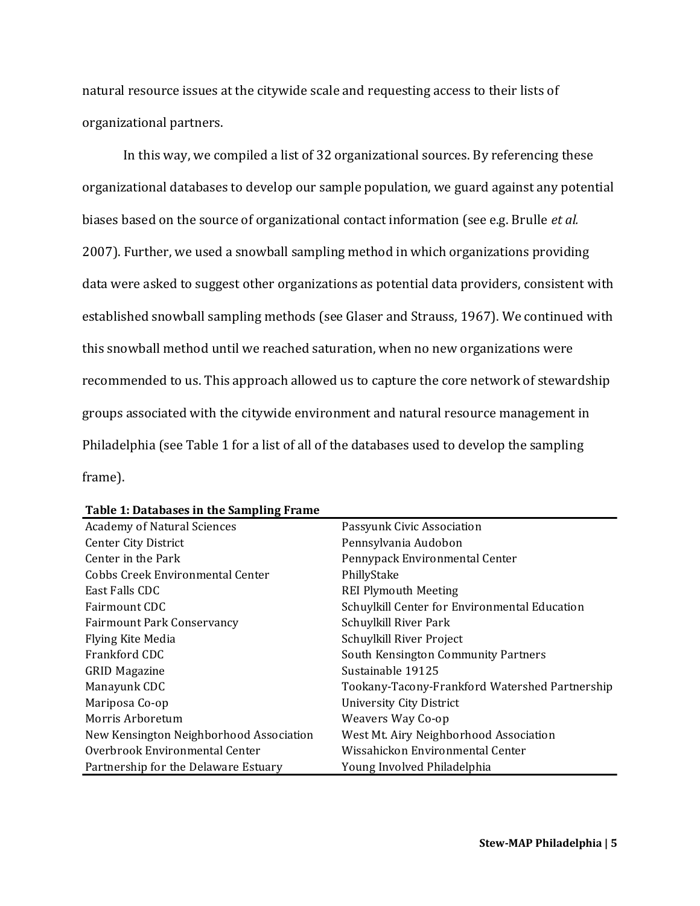natural resource issues at the citywide scale and requesting access to their lists of organizational partners.

In this way, we compiled a list of 32 organizational sources. By referencing these organizational databases to develop our sample population, we guard against any potential biases based on the source of organizational contact information (see e.g. Brulle *et al.* 2007). Further, we used a snowball sampling method in which organizations providing data were asked to suggest other organizations as potential data providers, consistent with established snowball sampling methods (see Glaser and Strauss, 1967). We continued with this snowball method until we reached saturation, when no new organizations were recommended to us. This approach allowed us to capture the core network of stewardship groups associated with the citywide environment and natural resource management in Philadelphia (see Table 1 for a list of all of the databases used to develop the sampling frame).

**Table 1: Databases in the Sampling Frame**

| | |
|---|---|
| Academy of Natural Sciences | Passyunk Civic Association |
| Center City District | Pennsylvania Audobon |
| Center in the Park | Pennypack Environmental Center |
| Cobbs Creek Environmental Center | PhillyStake |
| East Falls CDC | REI Plymouth Meeting |
| Fairmount CDC | Schuylkill Center for Environmental Education |
| Fairmount Park Conservancy | Schuylkill River Park |
| Flying Kite Media | Schuylkill River Project |
| Frankford CDC | South Kensington Community Partners |
| GRID Magazine | Sustainable 19125 |
| Manayunk CDC | Tookany-Tacony-Frankford Watershed Partnership |
| Mariposa Co-op | University City District |
| Morris Arboretum | Weavers Way Co-op |
| New Kensington Neighborhood Association | West Mt. Airy Neighborhood Association |
| Overbrook Environmental Center | Wissahickon Environmental Center |
| Partnership for the Delaware Estuary | Young Involved Philadelphia |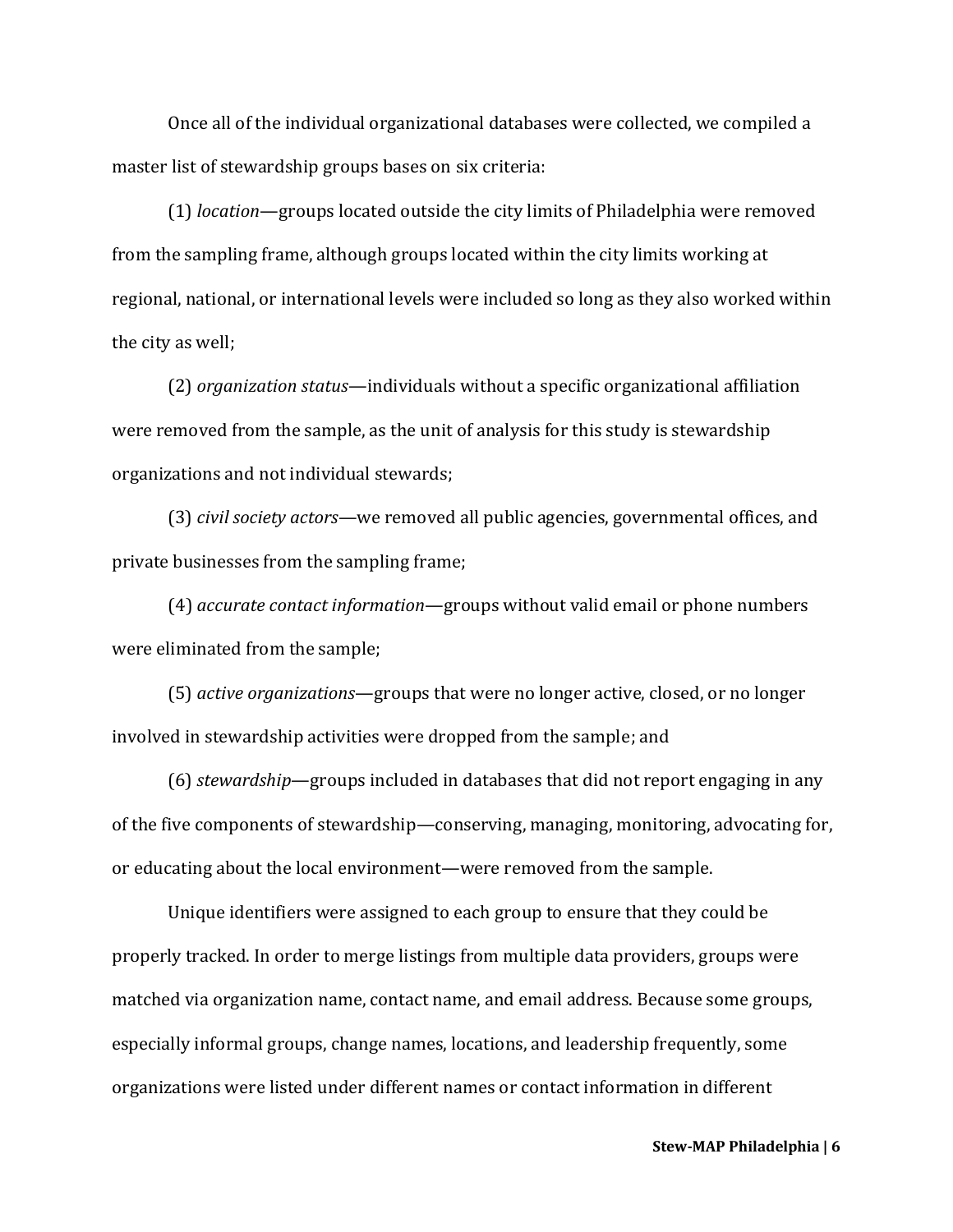Once all of the individual organizational databases were collected, we compiled a master list of stewardship groups bases on six criteria:

(1) *location*—groups located outside the city limits of Philadelphia were removed from the sampling frame, although groups located within the city limits working at regional, national, or international levels were included so long as they also worked within the city as well;

(2) *organization status*—individuals without a specific organizational affiliation were removed from the sample, as the unit of analysis for this study is stewardship organizations and not individual stewards;

(3) *civil society actors*—we removed all public agencies, governmental offices, and private businesses from the sampling frame;

(4) *accurate contact information*—groups without valid email or phone numbers were eliminated from the sample;

(5) *active organizations*—groups that were no longer active, closed, or no longer involved in stewardship activities were dropped from the sample; and

(6) *stewardship*—groups included in databases that did not report engaging in any of the five components of stewardship—conserving, managing, monitoring, advocating for, or educating about the local environment—were removed from the sample.

Unique identifiers were assigned to each group to ensure that they could be properly tracked. In order to merge listings from multiple data providers, groups were matched via organization name, contact name, and email address. Because some groups, especially informal groups, change names, locations, and leadership frequently, some organizations were listed under different names or contact information in different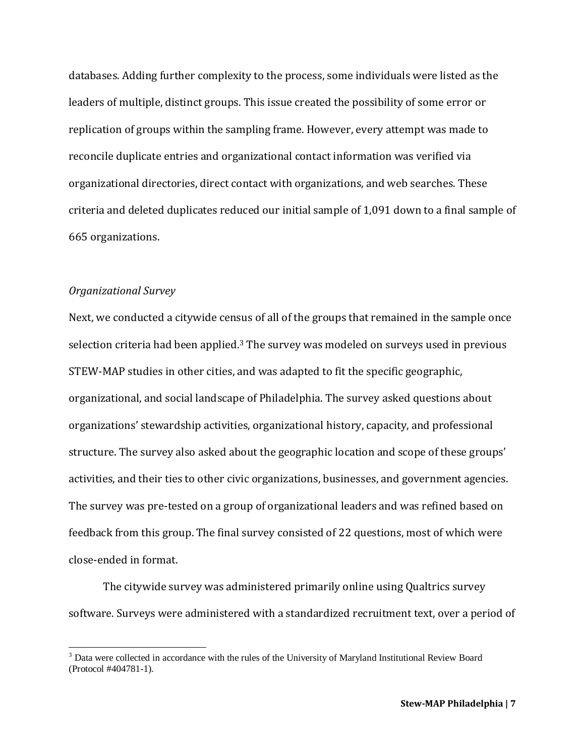databases. Adding further complexity to the process, some individuals were listed as the leaders of multiple, distinct groups. This issue created the possibility of some error or replication of groups within the sampling frame. However, every attempt was made to reconcile duplicate entries and organizational contact information was verified via organizational directories, direct contact with organizations, and web searches. These criteria and deleted duplicates reduced our initial sample of 1,091 down to a final sample of 665 organizations.

*Organizational Survey*

Next, we conducted a citywide census of all of the groups that remained in the sample once selection criteria had been applied.[3] The survey was modeled on surveys used in previous STEW-MAP studies in other cities, and was adapted to fit the specific geographic, organizational, and social landscape of Philadelphia. The survey asked questions about organizations' stewardship activities, organizational history, capacity, and professional structure. The survey also asked about the geographic location and scope of these groups' activities, and their ties to other civic organizations, businesses, and government agencies. The survey was pre-tested on a group of organizational leaders and was refined based on feedback from this group. The final survey consisted of 22 questions, most of which were close-ended in format.

The citywide survey was administered primarily online using Qualtrics survey software. Surveys were administered with a standardized recruitment text, over a period of

[3] Data were collected in accordance with the rules of the University of Maryland Institutional Review Board (Protocol #404781-1).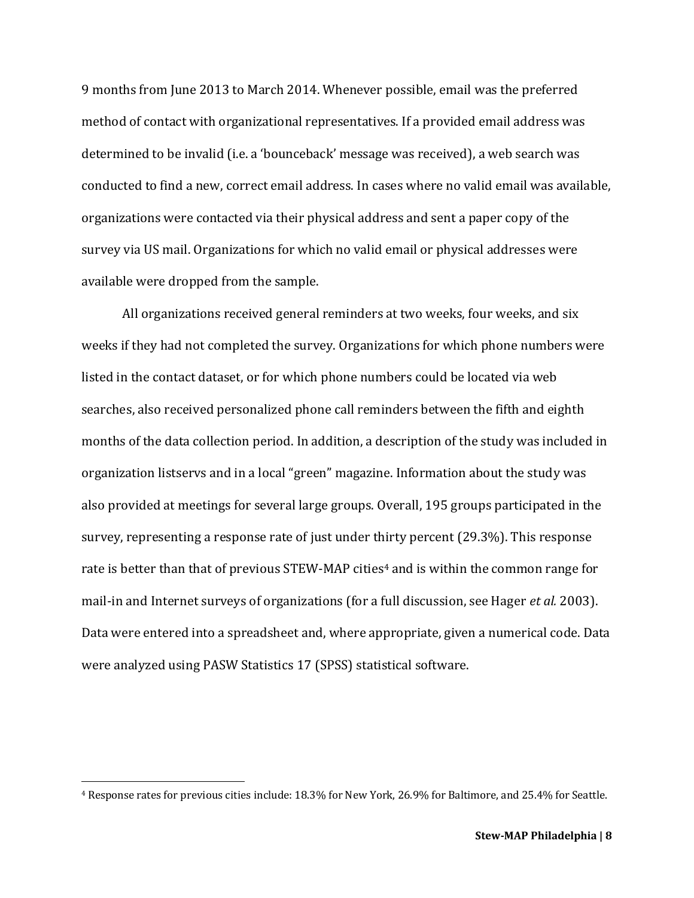9 months from June 2013 to March 2014. Whenever possible, email was the preferred method of contact with organizational representatives. If a provided email address was determined to be invalid (i.e. a 'bounceback' message was received), a web search was conducted to find a new, correct email address. In cases where no valid email was available, organizations were contacted via their physical address and sent a paper copy of the survey via US mail. Organizations for which no valid email or physical addresses were available were dropped from the sample.

All organizations received general reminders at two weeks, four weeks, and six weeks if they had not completed the survey. Organizations for which phone numbers were listed in the contact dataset, or for which phone numbers could be located via web searches, also received personalized phone call reminders between the fifth and eighth months of the data collection period. In addition, a description of the study was included in organization listservs and in a local "green" magazine. Information about the study was also provided at meetings for several large groups. Overall, 195 groups participated in the survey, representing a response rate of just under thirty percent (29.3%). This response rate is better than that of previous STEW-MAP cities[4] and is within the common range for mail-in and Internet surveys of organizations (for a full discussion, see Hager *et al.* 2003). Data were entered into a spreadsheet and, where appropriate, given a numerical code. Data were analyzed using PASW Statistics 17 (SPSS) statistical software.

---

[4] Response rates for previous cities include: 18.3% for New York, 26.9% for Baltimore, and 25.4% for Seattle.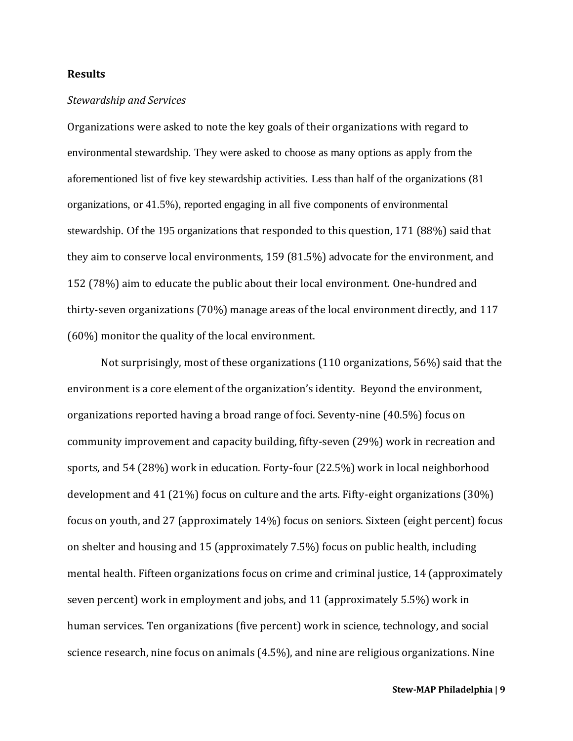## Results

### *Stewardship and Services*

Organizations were asked to note the key goals of their organizations with regard to environmental stewardship. They were asked to choose as many options as apply from the aforementioned list of five key stewardship activities. Less than half of the organizations (81 organizations, or 41.5%), reported engaging in all five components of environmental stewardship. Of the 195 organizations that responded to this question, 171 (88%) said that they aim to conserve local environments, 159 (81.5%) advocate for the environment, and 152 (78%) aim to educate the public about their local environment. One-hundred and thirty-seven organizations (70%) manage areas of the local environment directly, and 117 (60%) monitor the quality of the local environment.

Not surprisingly, most of these organizations (110 organizations, 56%) said that the environment is a core element of the organization's identity. Beyond the environment, organizations reported having a broad range of foci. Seventy-nine (40.5%) focus on community improvement and capacity building, fifty-seven (29%) work in recreation and sports, and 54 (28%) work in education. Forty-four (22.5%) work in local neighborhood development and 41 (21%) focus on culture and the arts. Fifty-eight organizations (30%) focus on youth, and 27 (approximately 14%) focus on seniors. Sixteen (eight percent) focus on shelter and housing and 15 (approximately 7.5%) focus on public health, including mental health. Fifteen organizations focus on crime and criminal justice, 14 (approximately seven percent) work in employment and jobs, and 11 (approximately 5.5%) work in human services. Ten organizations (five percent) work in science, technology, and social science research, nine focus on animals (4.5%), and nine are religious organizations. Nine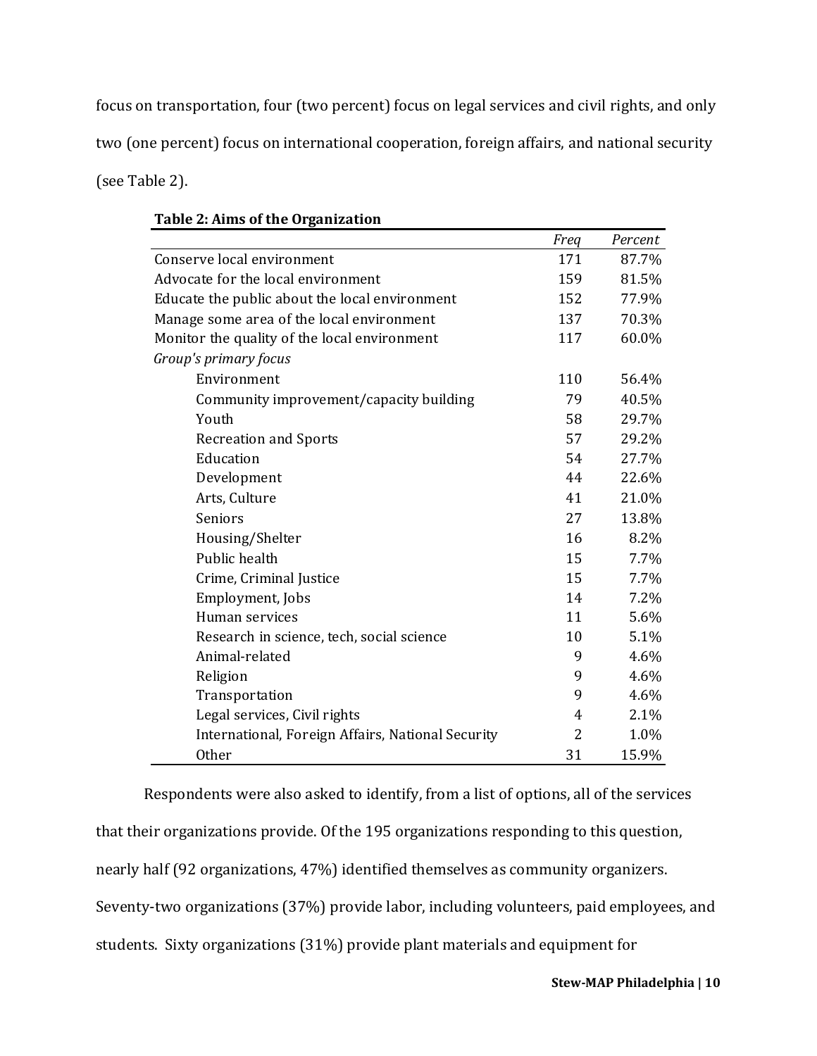focus on transportation, four (two percent) focus on legal services and civil rights, and only two (one percent) focus on international cooperation, foreign affairs, and national security (see Table 2).

**Table 2: Aims of the Organization**

| | *Freq* | *Percent* |
|---|---|---|
| Conserve local environment | 171 | 87.7% |
| Advocate for the local environment | 159 | 81.5% |
| Educate the public about the local environment | 152 | 77.9% |
| Manage some area of the local environment | 137 | 70.3% |
| Monitor the quality of the local environment | 117 | 60.0% |
| *Group's primary focus* | | |
| Environment | 110 | 56.4% |
| Community improvement/capacity building | 79 | 40.5% |
| Youth | 58 | 29.7% |
| Recreation and Sports | 57 | 29.2% |
| Education | 54 | 27.7% |
| Development | 44 | 22.6% |
| Arts, Culture | 41 | 21.0% |
| Seniors | 27 | 13.8% |
| Housing/Shelter | 16 | 8.2% |
| Public health | 15 | 7.7% |
| Crime, Criminal Justice | 15 | 7.7% |
| Employment, Jobs | 14 | 7.2% |
| Human services | 11 | 5.6% |
| Research in science, tech, social science | 10 | 5.1% |
| Animal-related | 9 | 4.6% |
| Religion | 9 | 4.6% |
| Transportation | 9 | 4.6% |
| Legal services, Civil rights | 4 | 2.1% |
| International, Foreign Affairs, National Security | 2 | 1.0% |
| Other | 31 | 15.9% |

Respondents were also asked to identify, from a list of options, all of the services that their organizations provide. Of the 195 organizations responding to this question, nearly half (92 organizations, 47%) identified themselves as community organizers. Seventy-two organizations (37%) provide labor, including volunteers, paid employees, and students. Sixty organizations (31%) provide plant materials and equipment for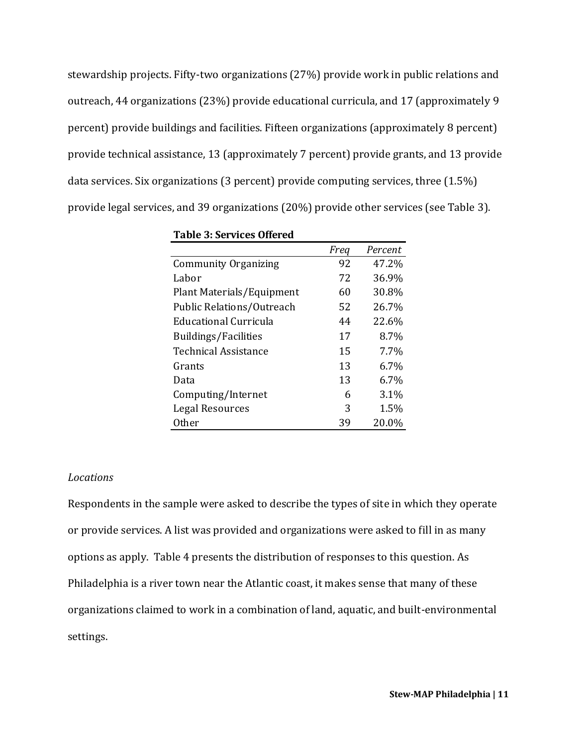stewardship projects. Fifty-two organizations (27%) provide work in public relations and outreach, 44 organizations (23%) provide educational curricula, and 17 (approximately 9 percent) provide buildings and facilities. Fifteen organizations (approximately 8 percent) provide technical assistance, 13 (approximately 7 percent) provide grants, and 13 provide data services. Six organizations (3 percent) provide computing services, three (1.5%) provide legal services, and 39 organizations (20%) provide other services (see Table 3).

**Table 3: Services Offered**

| | *Freq* | *Percent* |
|---|---|---|
| Community Organizing | 92 | 47.2% |
| Labor | 72 | 36.9% |
| Plant Materials/Equipment | 60 | 30.8% |
| Public Relations/Outreach | 52 | 26.7% |
| Educational Curricula | 44 | 22.6% |
| Buildings/Facilities | 17 | 8.7% |
| Technical Assistance | 15 | 7.7% |
| Grants | 13 | 6.7% |
| Data | 13 | 6.7% |
| Computing/Internet | 6 | 3.1% |
| Legal Resources | 3 | 1.5% |
| Other | 39 | 20.0% |

*Locations*

Respondents in the sample were asked to describe the types of site in which they operate or provide services. A list was provided and organizations were asked to fill in as many options as apply. Table 4 presents the distribution of responses to this question. As Philadelphia is a river town near the Atlantic coast, it makes sense that many of these organizations claimed to work in a combination of land, aquatic, and built-environmental settings.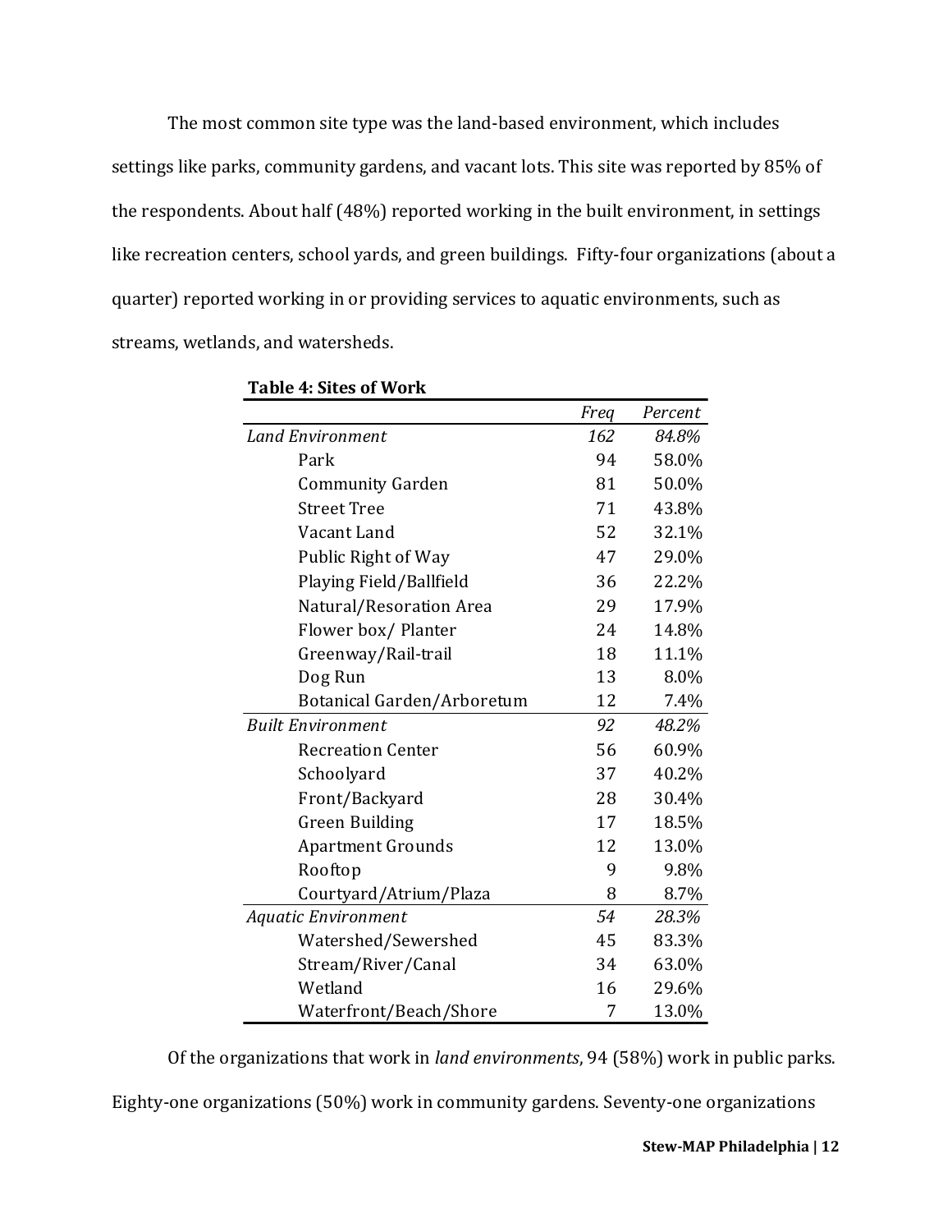The most common site type was the land-based environment, which includes settings like parks, community gardens, and vacant lots. This site was reported by 85% of the respondents. About half (48%) reported working in the built environment, in settings like recreation centers, school yards, and green buildings. Fifty-four organizations (about a quarter) reported working in or providing services to aquatic environments, such as streams, wetlands, and watersheds.

**Table 4: Sites of Work**

| | *Freq* | *Percent* |
|---|---|---|
| *Land Environment* | *162* | *84.8%* |
| Park | 94 | 58.0% |
| Community Garden | 81 | 50.0% |
| Street Tree | 71 | 43.8% |
| Vacant Land | 52 | 32.1% |
| Public Right of Way | 47 | 29.0% |
| Playing Field/Ballfield | 36 | 22.2% |
| Natural/Resoration Area | 29 | 17.9% |
| Flower box/ Planter | 24 | 14.8% |
| Greenway/Rail-trail | 18 | 11.1% |
| Dog Run | 13 | 8.0% |
| Botanical Garden/Arboretum | 12 | 7.4% |
| *Built Environment* | *92* | *48.2%* |
| Recreation Center | 56 | 60.9% |
| Schoolyard | 37 | 40.2% |
| Front/Backyard | 28 | 30.4% |
| Green Building | 17 | 18.5% |
| Apartment Grounds | 12 | 13.0% |
| Rooftop | 9 | 9.8% |
| Courtyard/Atrium/Plaza | 8 | 8.7% |
| *Aquatic Environment* | *54* | *28.3%* |
| Watershed/Sewershed | 45 | 83.3% |
| Stream/River/Canal | 34 | 63.0% |
| Wetland | 16 | 29.6% |
| Waterfront/Beach/Shore | 7 | 13.0% |

Of the organizations that work in *land environments*, 94 (58%) work in public parks. Eighty-one organizations (50%) work in community gardens. Seventy-one organizations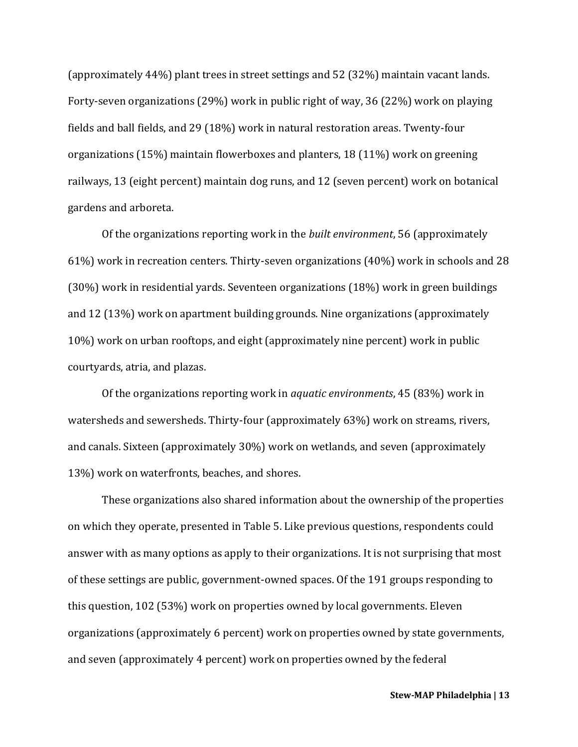(approximately 44%) plant trees in street settings and 52 (32%) maintain vacant lands. Forty-seven organizations (29%) work in public right of way, 36 (22%) work on playing fields and ball fields, and 29 (18%) work in natural restoration areas. Twenty-four organizations (15%) maintain flowerboxes and planters, 18 (11%) work on greening railways, 13 (eight percent) maintain dog runs, and 12 (seven percent) work on botanical gardens and arboreta.

Of the organizations reporting work in the *built environment*, 56 (approximately 61%) work in recreation centers. Thirty-seven organizations (40%) work in schools and 28 (30%) work in residential yards. Seventeen organizations (18%) work in green buildings and 12 (13%) work on apartment building grounds. Nine organizations (approximately 10%) work on urban rooftops, and eight (approximately nine percent) work in public courtyards, atria, and plazas.

Of the organizations reporting work in *aquatic environments*, 45 (83%) work in watersheds and sewersheds. Thirty-four (approximately 63%) work on streams, rivers, and canals. Sixteen (approximately 30%) work on wetlands, and seven (approximately 13%) work on waterfronts, beaches, and shores.

These organizations also shared information about the ownership of the properties on which they operate, presented in Table 5. Like previous questions, respondents could answer with as many options as apply to their organizations. It is not surprising that most of these settings are public, government-owned spaces. Of the 191 groups responding to this question, 102 (53%) work on properties owned by local governments. Eleven organizations (approximately 6 percent) work on properties owned by state governments, and seven (approximately 4 percent) work on properties owned by the federal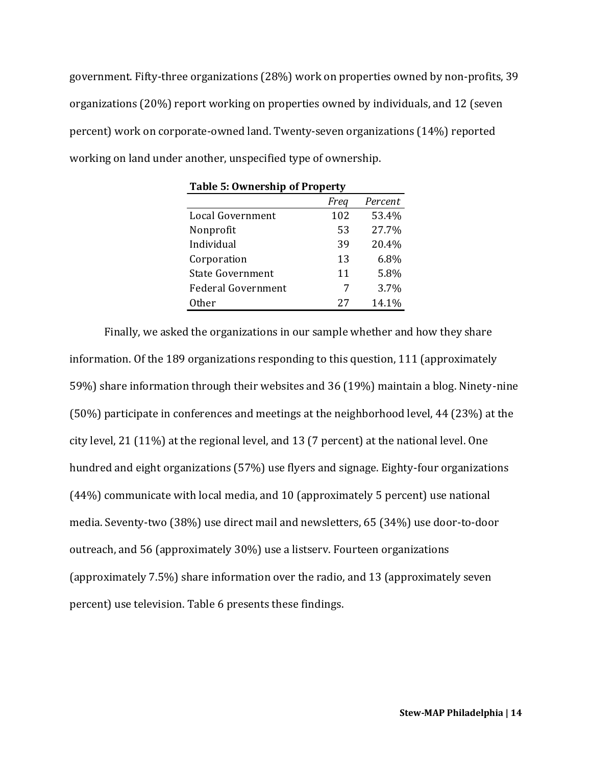government. Fifty-three organizations (28%) work on properties owned by non-profits, 39 organizations (20%) report working on properties owned by individuals, and 12 (seven percent) work on corporate-owned land. Twenty-seven organizations (14%) reported working on land under another, unspecified type of ownership.

**Table 5: Ownership of Property**

| | *Freq* | *Percent* |
|---|---|---|
| Local Government | 102 | 53.4% |
| Nonprofit | 53 | 27.7% |
| Individual | 39 | 20.4% |
| Corporation | 13 | 6.8% |
| State Government | 11 | 5.8% |
| Federal Government | 7 | 3.7% |
| Other | 27 | 14.1% |

Finally, we asked the organizations in our sample whether and how they share information. Of the 189 organizations responding to this question, 111 (approximately 59%) share information through their websites and 36 (19%) maintain a blog. Ninety-nine (50%) participate in conferences and meetings at the neighborhood level, 44 (23%) at the city level, 21 (11%) at the regional level, and 13 (7 percent) at the national level. One hundred and eight organizations (57%) use flyers and signage. Eighty-four organizations (44%) communicate with local media, and 10 (approximately 5 percent) use national media. Seventy-two (38%) use direct mail and newsletters, 65 (34%) use door-to-door outreach, and 56 (approximately 30%) use a listserv. Fourteen organizations (approximately 7.5%) share information over the radio, and 13 (approximately seven percent) use television. Table 6 presents these findings.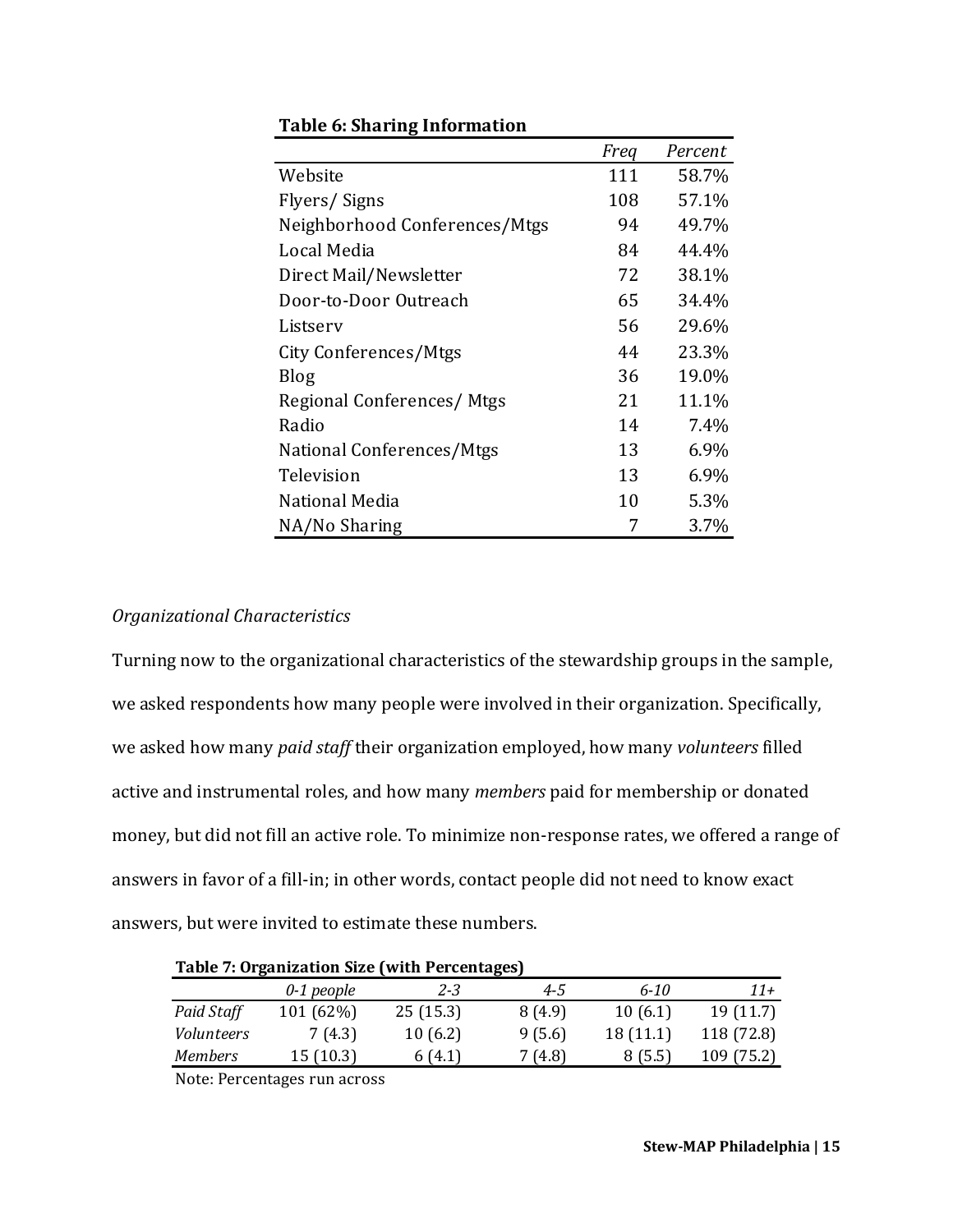**Table 6: Sharing Information**

| | *Freq* | *Percent* |
|---|---|---|
| Website | 111 | 58.7% |
| Flyers/ Signs | 108 | 57.1% |
| Neighborhood Conferences/Mtgs | 94 | 49.7% |
| Local Media | 84 | 44.4% |
| Direct Mail/Newsletter | 72 | 38.1% |
| Door-to-Door Outreach | 65 | 34.4% |
| Listserv | 56 | 29.6% |
| City Conferences/Mtgs | 44 | 23.3% |
| Blog | 36 | 19.0% |
| Regional Conferences/ Mtgs | 21 | 11.1% |
| Radio | 14 | 7.4% |
| National Conferences/Mtgs | 13 | 6.9% |
| Television | 13 | 6.9% |
| National Media | 10 | 5.3% |
| NA/No Sharing | 7 | 3.7% |

*Organizational Characteristics*

Turning now to the organizational characteristics of the stewardship groups in the sample, we asked respondents how many people were involved in their organization. Specifically, we asked how many *paid staff* their organization employed, how many *volunteers* filled active and instrumental roles, and how many *members* paid for membership or donated money, but did not fill an active role. To minimize non-response rates, we offered a range of answers in favor of a fill-in; in other words, contact people did not need to know exact answers, but were invited to estimate these numbers.

**Table 7: Organization Size (with Percentages)**

| | *0-1 people* | *2-3* | *4-5* | *6-10* | *11+* |
|---|---|---|---|---|---|
| *Paid Staff* | 101 (62%) | 25 (15.3) | 8 (4.9) | 10 (6.1) | 19 (11.7) |
| *Volunteers* | 7 (4.3) | 10 (6.2) | 9 (5.6) | 18 (11.1) | 118 (72.8) |
| *Members* | 15 (10.3) | 6 (4.1) | 7 (4.8) | 8 (5.5) | 109 (75.2) |

Note: Percentages run across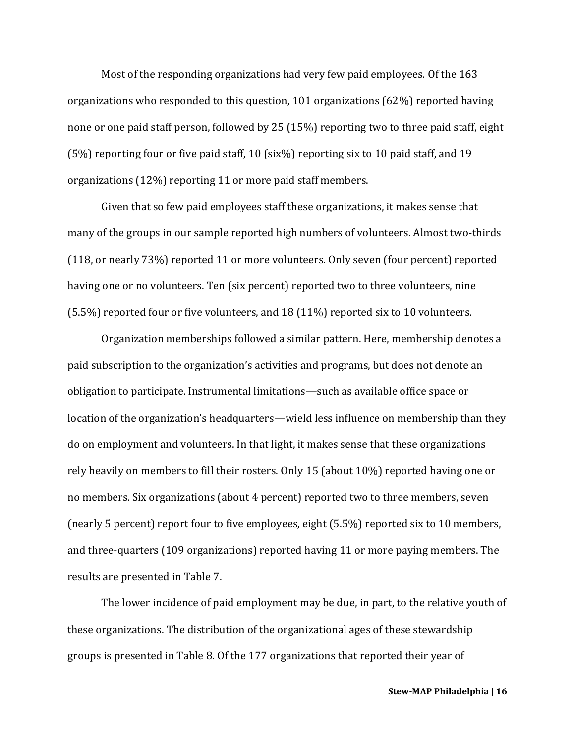Most of the responding organizations had very few paid employees. Of the 163 organizations who responded to this question, 101 organizations (62%) reported having none or one paid staff person, followed by 25 (15%) reporting two to three paid staff, eight (5%) reporting four or five paid staff, 10 (six%) reporting six to 10 paid staff, and 19 organizations (12%) reporting 11 or more paid staff members.

Given that so few paid employees staff these organizations, it makes sense that many of the groups in our sample reported high numbers of volunteers. Almost two-thirds (118, or nearly 73%) reported 11 or more volunteers. Only seven (four percent) reported having one or no volunteers. Ten (six percent) reported two to three volunteers, nine (5.5%) reported four or five volunteers, and 18 (11%) reported six to 10 volunteers.

Organization memberships followed a similar pattern. Here, membership denotes a paid subscription to the organization's activities and programs, but does not denote an obligation to participate. Instrumental limitations—such as available office space or location of the organization's headquarters—wield less influence on membership than they do on employment and volunteers. In that light, it makes sense that these organizations rely heavily on members to fill their rosters. Only 15 (about 10%) reported having one or no members. Six organizations (about 4 percent) reported two to three members, seven (nearly 5 percent) report four to five employees, eight (5.5%) reported six to 10 members, and three-quarters (109 organizations) reported having 11 or more paying members. The results are presented in Table 7.

The lower incidence of paid employment may be due, in part, to the relative youth of these organizations. The distribution of the organizational ages of these stewardship groups is presented in Table 8. Of the 177 organizations that reported their year of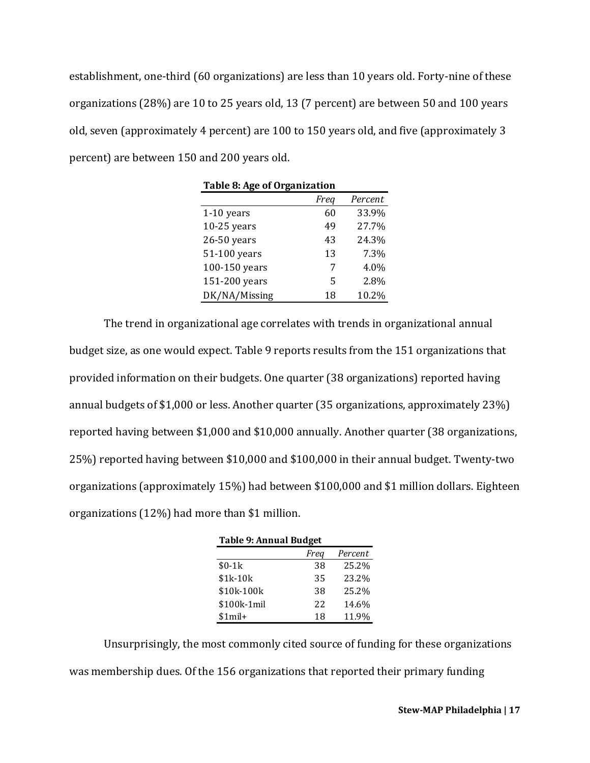establishment, one-third (60 organizations) are less than 10 years old. Forty-nine of these organizations (28%) are 10 to 25 years old, 13 (7 percent) are between 50 and 100 years old, seven (approximately 4 percent) are 100 to 150 years old, and five (approximately 3 percent) are between 150 and 200 years old.

**Table 8: Age of Organization**

| | *Freq* | *Percent* |
|---|---:|---:|
| 1-10 years | 60 | 33.9% |
| 10-25 years | 49 | 27.7% |
| 26-50 years | 43 | 24.3% |
| 51-100 years | 13 | 7.3% |
| 100-150 years | 7 | 4.0% |
| 151-200 years | 5 | 2.8% |
| DK/NA/Missing | 18 | 10.2% |

The trend in organizational age correlates with trends in organizational annual budget size, as one would expect. Table 9 reports results from the 151 organizations that provided information on their budgets. One quarter (38 organizations) reported having annual budgets of $1,000 or less. Another quarter (35 organizations, approximately 23%) reported having between $1,000 and $10,000 annually. Another quarter (38 organizations, 25%) reported having between $10,000 and $100,000 in their annual budget. Twenty-two organizations (approximately 15%) had between $100,000 and $1 million dollars. Eighteen organizations (12%) had more than $1 million.

**Table 9: Annual Budget**

| | *Freq* | *Percent* |
|---|---:|---:|
| $0-1k | 38 | 25.2% |
| $1k-10k | 35 | 23.2% |
| $10k-100k | 38 | 25.2% |
| $100k-1mil | 22 | 14.6% |
| $1mil+ | 18 | 11.9% |

Unsurprisingly, the most commonly cited source of funding for these organizations was membership dues. Of the 156 organizations that reported their primary funding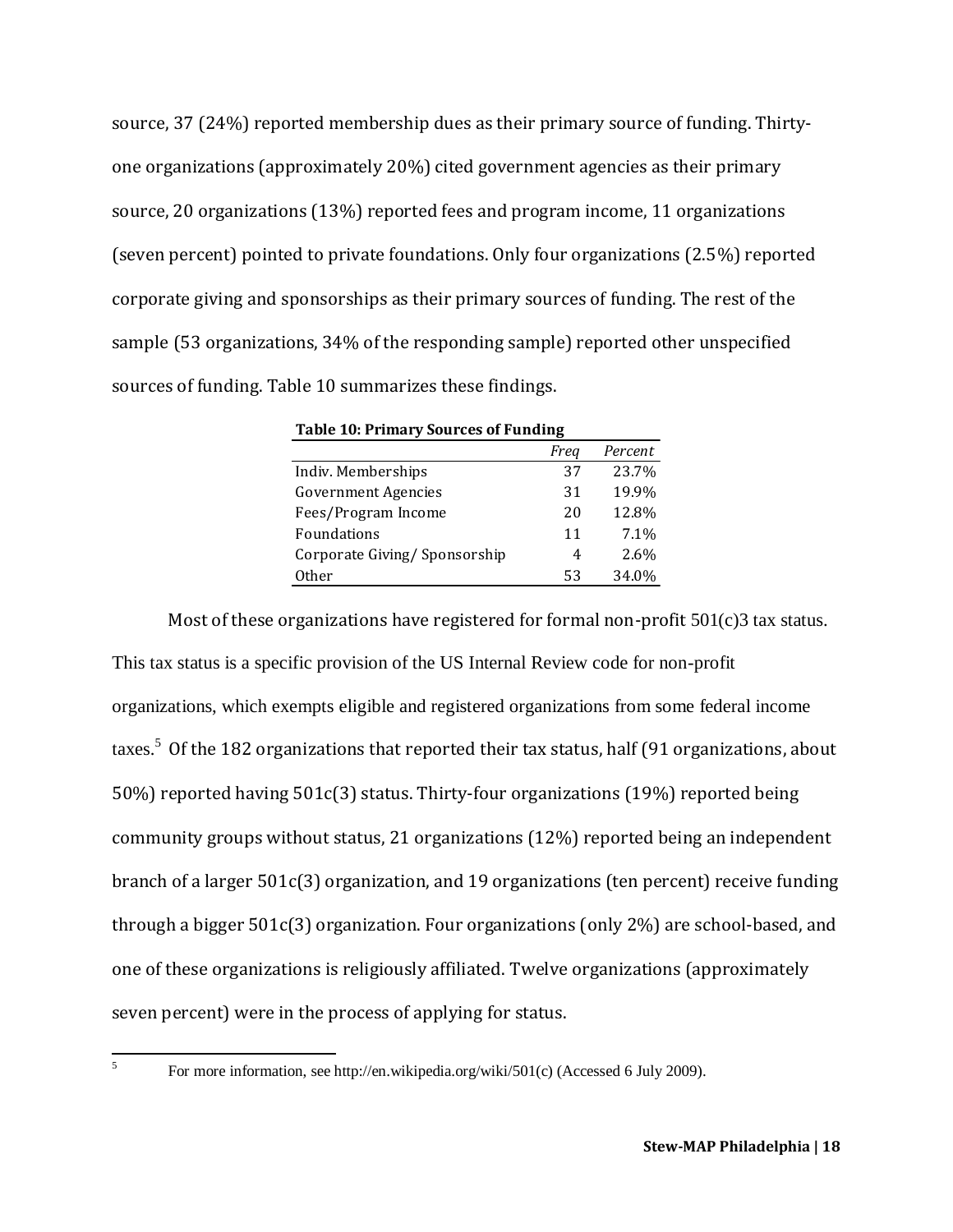source, 37 (24%) reported membership dues as their primary source of funding. Thirty-one organizations (approximately 20%) cited government agencies as their primary source, 20 organizations (13%) reported fees and program income, 11 organizations (seven percent) pointed to private foundations. Only four organizations (2.5%) reported corporate giving and sponsorships as their primary sources of funding. The rest of the sample (53 organizations, 34% of the responding sample) reported other unspecified sources of funding. Table 10 summarizes these findings.

**Table 10: Primary Sources of Funding**

| | *Freq* | *Percent* |
|---|---|---|
| Indiv. Memberships | 37 | 23.7% |
| Government Agencies | 31 | 19.9% |
| Fees/Program Income | 20 | 12.8% |
| Foundations | 11 | 7.1% |
| Corporate Giving/ Sponsorship | 4 | 2.6% |
| Other | 53 | 34.0% |

Most of these organizations have registered for formal non-profit 501(c)3 tax status. This tax status is a specific provision of the US Internal Review code for non-profit organizations, which exempts eligible and registered organizations from some federal income taxes.[5] Of the 182 organizations that reported their tax status, half (91 organizations, about 50%) reported having 501c(3) status. Thirty-four organizations (19%) reported being community groups without status, 21 organizations (12%) reported being an independent branch of a larger 501c(3) organization, and 19 organizations (ten percent) receive funding through a bigger 501c(3) organization. Four organizations (only 2%) are school-based, and one of these organizations is religiously affiliated. Twelve organizations (approximately seven percent) were in the process of applying for status.

[5] For more information, see http://en.wikipedia.org/wiki/501(c) (Accessed 6 July 2009).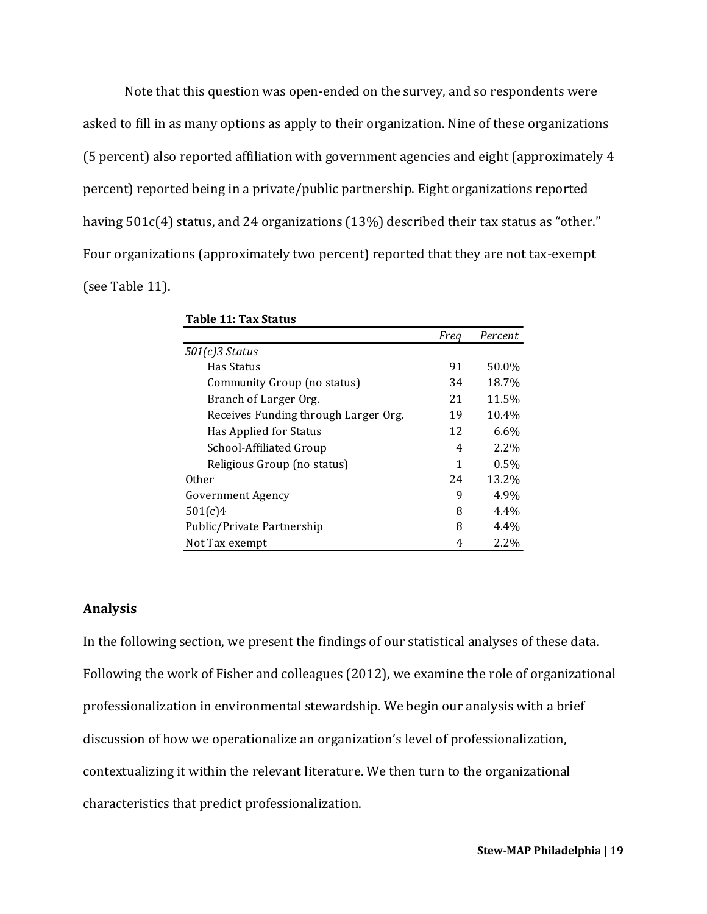Note that this question was open-ended on the survey, and so respondents were asked to fill in as many options as apply to their organization. Nine of these organizations (5 percent) also reported affiliation with government agencies and eight (approximately 4 percent) reported being in a private/public partnership. Eight organizations reported having 501c(4) status, and 24 organizations (13%) described their tax status as "other." Four organizations (approximately two percent) reported that they are not tax-exempt (see Table 11).

**Table 11: Tax Status**

| | *Freq* | *Percent* |
|---|---|---|
| *501(c)3 Status* | | |
| Has Status | 91 | 50.0% |
| Community Group (no status) | 34 | 18.7% |
| Branch of Larger Org. | 21 | 11.5% |
| Receives Funding through Larger Org. | 19 | 10.4% |
| Has Applied for Status | 12 | 6.6% |
| School-Affiliated Group | 4 | 2.2% |
| Religious Group (no status) | 1 | 0.5% |
| Other | 24 | 13.2% |
| Government Agency | 9 | 4.9% |
| 501(c)4 | 8 | 4.4% |
| Public/Private Partnership | 8 | 4.4% |
| Not Tax exempt | 4 | 2.2% |

### Analysis

In the following section, we present the findings of our statistical analyses of these data. Following the work of Fisher and colleagues (2012), we examine the role of organizational professionalization in environmental stewardship. We begin our analysis with a brief discussion of how we operationalize an organization's level of professionalization, contextualizing it within the relevant literature. We then turn to the organizational characteristics that predict professionalization.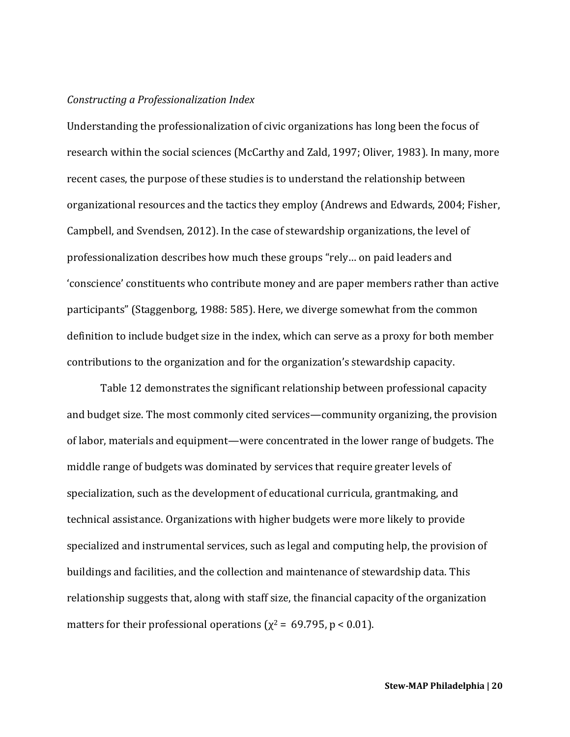*Constructing a Professionalization Index*

Understanding the professionalization of civic organizations has long been the focus of research within the social sciences (McCarthy and Zald, 1997; Oliver, 1983). In many, more recent cases, the purpose of these studies is to understand the relationship between organizational resources and the tactics they employ (Andrews and Edwards, 2004; Fisher, Campbell, and Svendsen, 2012). In the case of stewardship organizations, the level of professionalization describes how much these groups "rely… on paid leaders and 'conscience' constituents who contribute money and are paper members rather than active participants" (Staggenborg, 1988: 585). Here, we diverge somewhat from the common definition to include budget size in the index, which can serve as a proxy for both member contributions to the organization and for the organization's stewardship capacity.

Table 12 demonstrates the significant relationship between professional capacity and budget size. The most commonly cited services—community organizing, the provision of labor, materials and equipment—were concentrated in the lower range of budgets. The middle range of budgets was dominated by services that require greater levels of specialization, such as the development of educational curricula, grantmaking, and technical assistance. Organizations with higher budgets were more likely to provide specialized and instrumental services, such as legal and computing help, the provision of buildings and facilities, and the collection and maintenance of stewardship data. This relationship suggests that, along with staff size, the financial capacity of the organization matters for their professional operations ($\chi^2 = 69.795$, $p < 0.01$).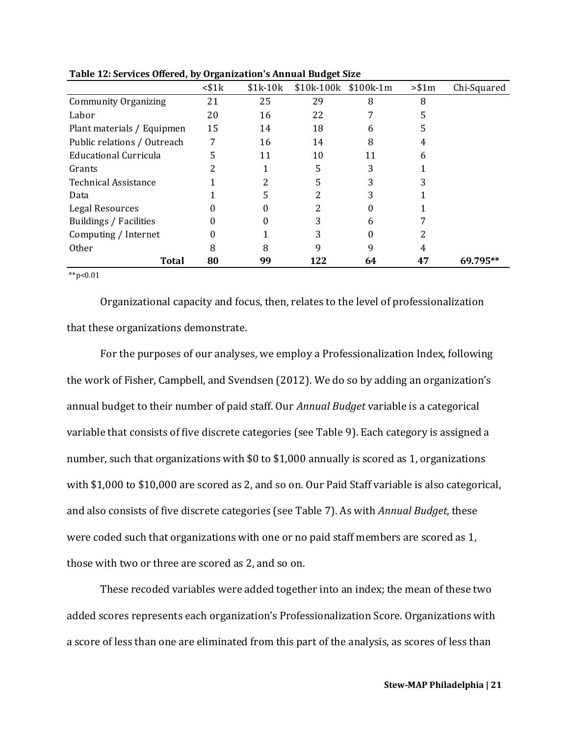**Table 12: Services Offered, by Organization's Annual Budget Size**

| | <$1k | $1k-10k | $10k-100k | $100k-1m | >$1m | Chi-Squared |
|---|---|---|---|---|---|---|
| Community Organizing | 21 | 25 | 29 | 8 | 8 | |
| Labor | 20 | 16 | 22 | 7 | 5 | |
| Plant materials / Equipmen | 15 | 14 | 18 | 6 | 5 | |
| Public relations / Outreach | 7 | 16 | 14 | 8 | 4 | |
| Educational Curricula | 5 | 11 | 10 | 11 | 6 | |
| Grants | 2 | 1 | 5 | 3 | 1 | |
| Technical Assistance | 1 | 2 | 5 | 3 | 3 | |
| Data | 1 | 5 | 2 | 3 | 1 | |
| Legal Resources | 0 | 0 | 2 | 0 | 1 | |
| Buildings / Facilities | 0 | 0 | 3 | 6 | 7 | |
| Computing / Internet | 0 | 1 | 3 | 0 | 2 | |
| Other | 8 | 8 | 9 | 9 | 4 | |
| **Total** | **80** | **99** | **122** | **64** | **47** | **69.795**** |

**p<0.01

Organizational capacity and focus, then, relates to the level of professionalization that these organizations demonstrate.

For the purposes of our analyses, we employ a Professionalization Index, following the work of Fisher, Campbell, and Svendsen (2012). We do so by adding an organization's annual budget to their number of paid staff. Our *Annual Budget* variable is a categorical variable that consists of five discrete categories (see Table 9). Each category is assigned a number, such that organizations with $0 to $1,000 annually is scored as 1, organizations with $1,000 to $10,000 are scored as 2, and so on. Our Paid Staff variable is also categorical, and also consists of five discrete categories (see Table 7). As with *Annual Budget*, these were coded such that organizations with one or no paid staff members are scored as 1, those with two or three are scored as 2, and so on.

These recoded variables were added together into an index; the mean of these two added scores represents each organization's Professionalization Score. Organizations with a score of less than one are eliminated from this part of the analysis, as scores of less than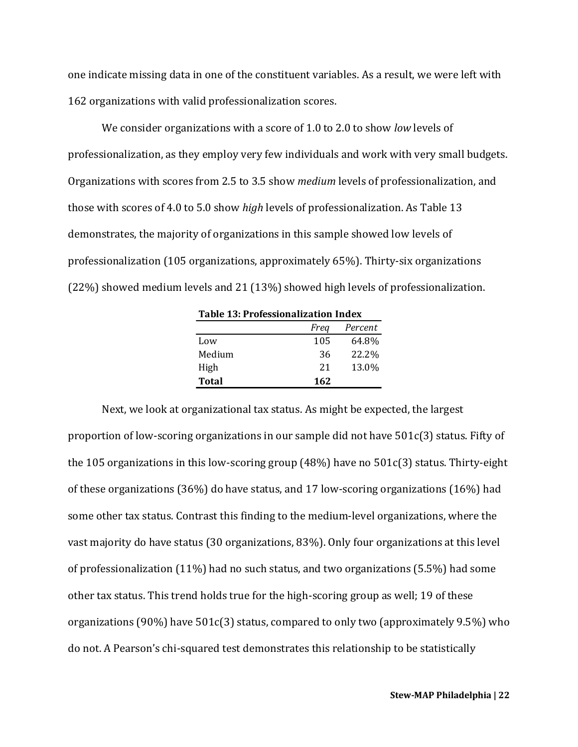one indicate missing data in one of the constituent variables. As a result, we were left with 162 organizations with valid professionalization scores.

We consider organizations with a score of 1.0 to 2.0 to show *low* levels of professionalization, as they employ very few individuals and work with very small budgets. Organizations with scores from 2.5 to 3.5 show *medium* levels of professionalization, and those with scores of 4.0 to 5.0 show *high* levels of professionalization. As Table 13 demonstrates, the majority of organizations in this sample showed low levels of professionalization (105 organizations, approximately 65%). Thirty-six organizations (22%) showed medium levels and 21 (13%) showed high levels of professionalization.

**Table 13: Professionalization Index**

| | *Freq* | *Percent* |
|---|---|---|
| Low | 105 | 64.8% |
| Medium | 36 | 22.2% |
| High | 21 | 13.0% |
| **Total** | **162** | |

Next, we look at organizational tax status. As might be expected, the largest proportion of low-scoring organizations in our sample did not have 501c(3) status. Fifty of the 105 organizations in this low-scoring group (48%) have no 501c(3) status. Thirty-eight of these organizations (36%) do have status, and 17 low-scoring organizations (16%) had some other tax status. Contrast this finding to the medium-level organizations, where the vast majority do have status (30 organizations, 83%). Only four organizations at this level of professionalization (11%) had no such status, and two organizations (5.5%) had some other tax status. This trend holds true for the high-scoring group as well; 19 of these organizations (90%) have 501c(3) status, compared to only two (approximately 9.5%) who do not. A Pearson's chi-squared test demonstrates this relationship to be statistically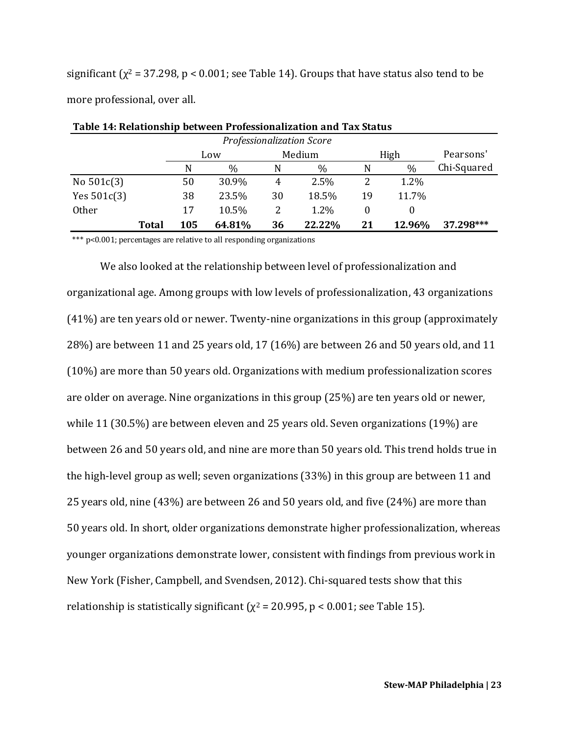significant ($\chi^2 = 37.298$, $p < 0.001$; see Table 14). Groups that have status also tend to be more professional, over all.

**Table 14: Relationship between Professionalization and Tax Status**

| | *Professionalization Score* | | | | | | |
|---|---|---|---|---|---|---|---|
| | Low | | Medium | | High | | Pearsons' |
| | N | % | N | % | N | % | Chi-Squared |
| No 501c(3) | 50 | 30.9% | 4 | 2.5% | 2 | 1.2% | |
| Yes 501c(3) | 38 | 23.5% | 30 | 18.5% | 19 | 11.7% | |
| Other | 17 | 10.5% | 2 | 1.2% | 0 | 0 | |
| **Total** | **105** | **64.81%** | **36** | **22.22%** | **21** | **12.96%** | **37.298*** ** |

*** p<0.001; percentages are relative to all responding organizations

We also looked at the relationship between level of professionalization and organizational age. Among groups with low levels of professionalization, 43 organizations (41%) are ten years old or newer. Twenty-nine organizations in this group (approximately 28%) are between 11 and 25 years old, 17 (16%) are between 26 and 50 years old, and 11 (10%) are more than 50 years old. Organizations with medium professionalization scores are older on average. Nine organizations in this group (25%) are ten years old or newer, while 11 (30.5%) are between eleven and 25 years old. Seven organizations (19%) are between 26 and 50 years old, and nine are more than 50 years old. This trend holds true in the high-level group as well; seven organizations (33%) in this group are between 11 and 25 years old, nine (43%) are between 26 and 50 years old, and five (24%) are more than 50 years old. In short, older organizations demonstrate higher professionalization, whereas younger organizations demonstrate lower, consistent with findings from previous work in New York (Fisher, Campbell, and Svendsen, 2012). Chi-squared tests show that this relationship is statistically significant ($\chi^2 = 20.995$, $p < 0.001$; see Table 15).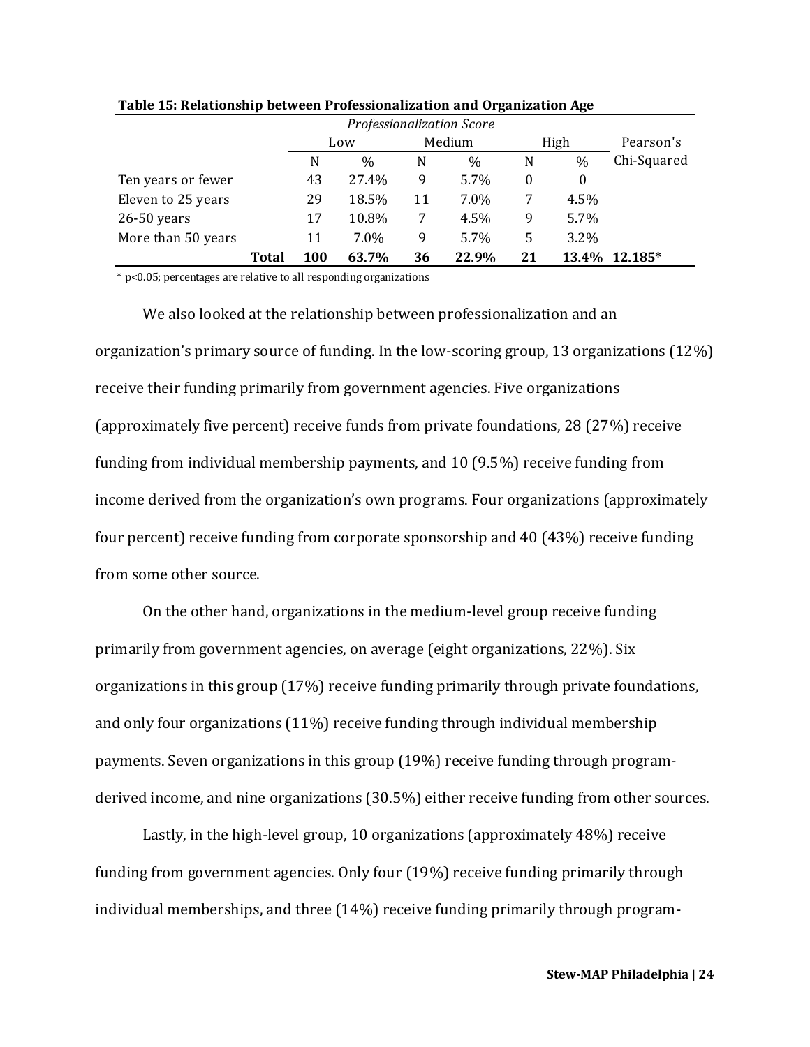**Table 15: Relationship between Professionalization and Organization Age**

| | *Professionalization Score* | | | | | | |
|---|---|---|---|---|---|---|---|
| | Low | | Medium | | High | | Pearson's |
| | N | % | N | % | N | % | Chi-Squared |
| Ten years or fewer | 43 | 27.4% | 9 | 5.7% | 0 | 0 | |
| Eleven to 25 years | 29 | 18.5% | 11 | 7.0% | 7 | 4.5% | |
| 26-50 years | 17 | 10.8% | 7 | 4.5% | 9 | 5.7% | |
| More than 50 years | 11 | 7.0% | 9 | 5.7% | 5 | 3.2% | |
| **Total** | **100** | **63.7%** | **36** | **22.9%** | **21** | **13.4%** | **12.185*** |

* $p<0.05$; percentages are relative to all responding organizations

We also looked at the relationship between professionalization and an organization's primary source of funding. In the low-scoring group, 13 organizations (12%) receive their funding primarily from government agencies. Five organizations (approximately five percent) receive funds from private foundations, 28 (27%) receive funding from individual membership payments, and 10 (9.5%) receive funding from income derived from the organization's own programs. Four organizations (approximately four percent) receive funding from corporate sponsorship and 40 (43%) receive funding from some other source.

On the other hand, organizations in the medium-level group receive funding primarily from government agencies, on average (eight organizations, 22%). Six organizations in this group (17%) receive funding primarily through private foundations, and only four organizations (11%) receive funding through individual membership payments. Seven organizations in this group (19%) receive funding through program-derived income, and nine organizations (30.5%) either receive funding from other sources.

Lastly, in the high-level group, 10 organizations (approximately 48%) receive funding from government agencies. Only four (19%) receive funding primarily through individual memberships, and three (14%) receive funding primarily through program-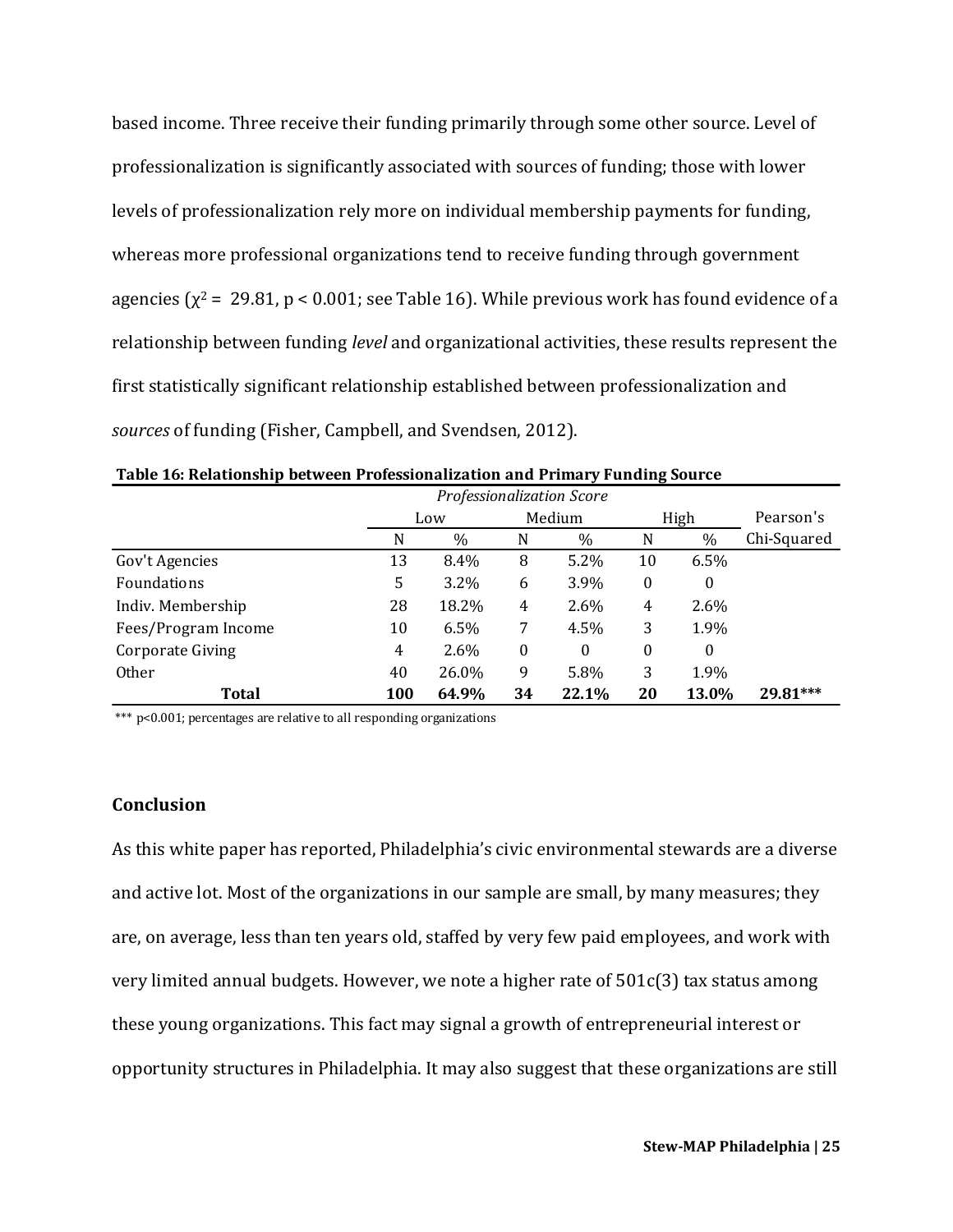based income. Three receive their funding primarily through some other source. Level of professionalization is significantly associated with sources of funding; those with lower levels of professionalization rely more on individual membership payments for funding, whereas more professional organizations tend to receive funding through government agencies ($\chi^2$ = 29.81, $p < 0.001$; see Table 16). While previous work has found evidence of a relationship between funding *level* and organizational activities, these results represent the first statistically significant relationship established between professionalization and *sources* of funding (Fisher, Campbell, and Svendsen, 2012).

**Table 16: Relationship between Professionalization and Primary Funding Source**

| | *Professionalization Score* | | | | | | |
|---|---|---|---|---|---|---|---|
| | Low | | Medium | | High | | Pearson's |
| | N | % | N | % | N | % | Chi-Squared |
| Gov't Agencies | 13 | 8.4% | 8 | 5.2% | 10 | 6.5% | |
| Foundations | 5 | 3.2% | 6 | 3.9% | 0 | 0 | |
| Indiv. Membership | 28 | 18.2% | 4 | 2.6% | 4 | 2.6% | |
| Fees/Program Income | 10 | 6.5% | 7 | 4.5% | 3 | 1.9% | |
| Corporate Giving | 4 | 2.6% | 0 | 0 | 0 | 0 | |
| Other | 40 | 26.0% | 9 | 5.8% | 3 | 1.9% | |
| **Total** | **100** | **64.9%** | **34** | **22.1%** | **20** | **13.0%** | **29.81*** ** |

*** p<0.001; percentages are relative to all responding organizations

## Conclusion

As this white paper has reported, Philadelphia's civic environmental stewards are a diverse and active lot. Most of the organizations in our sample are small, by many measures; they are, on average, less than ten years old, staffed by very few paid employees, and work with very limited annual budgets. However, we note a higher rate of 501c(3) tax status among these young organizations. This fact may signal a growth of entrepreneurial interest or opportunity structures in Philadelphia. It may also suggest that these organizations are still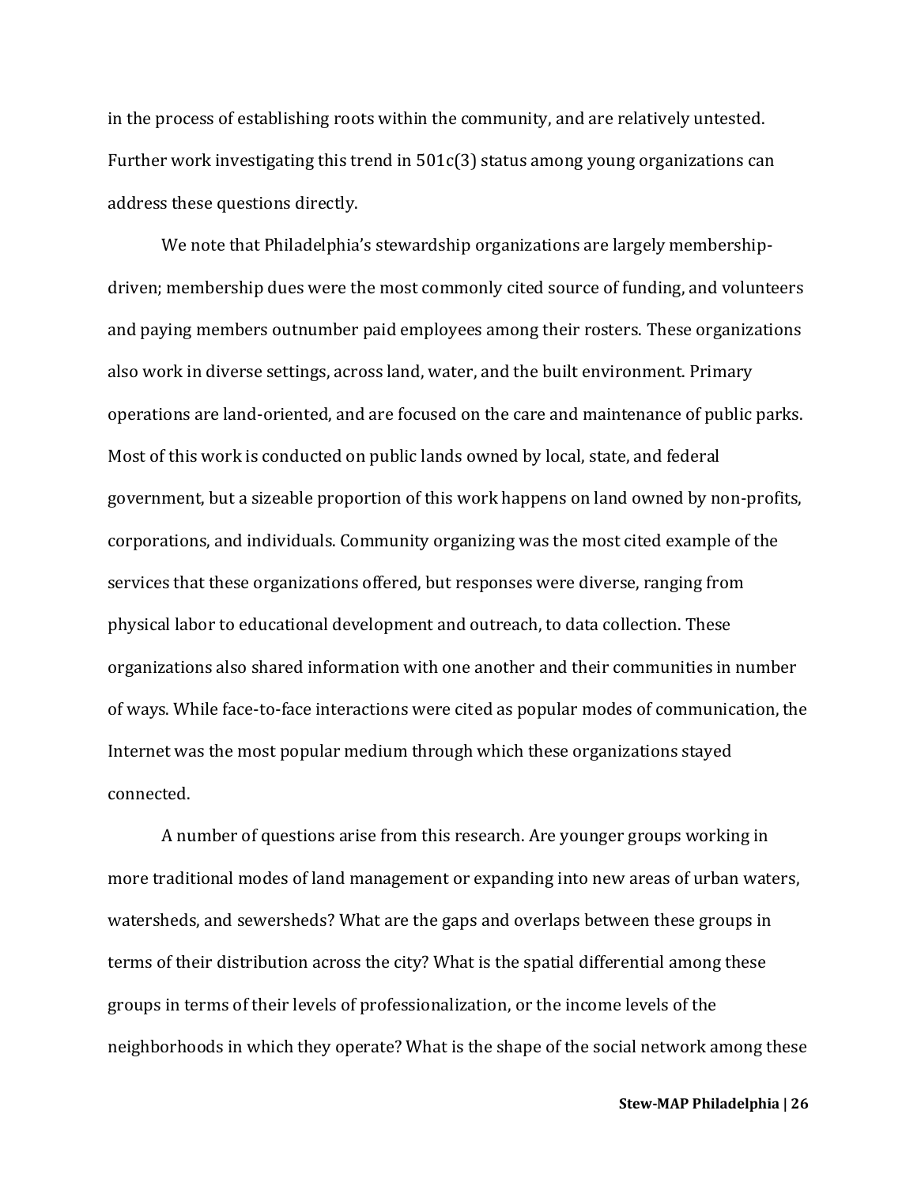in the process of establishing roots within the community, and are relatively untested. Further work investigating this trend in 501c(3) status among young organizations can address these questions directly.

We note that Philadelphia's stewardship organizations are largely membership-driven; membership dues were the most commonly cited source of funding, and volunteers and paying members outnumber paid employees among their rosters. These organizations also work in diverse settings, across land, water, and the built environment. Primary operations are land-oriented, and are focused on the care and maintenance of public parks. Most of this work is conducted on public lands owned by local, state, and federal government, but a sizeable proportion of this work happens on land owned by non-profits, corporations, and individuals. Community organizing was the most cited example of the services that these organizations offered, but responses were diverse, ranging from physical labor to educational development and outreach, to data collection. These organizations also shared information with one another and their communities in number of ways. While face-to-face interactions were cited as popular modes of communication, the Internet was the most popular medium through which these organizations stayed connected.

A number of questions arise from this research. Are younger groups working in more traditional modes of land management or expanding into new areas of urban waters, watersheds, and sewersheds? What are the gaps and overlaps between these groups in terms of their distribution across the city? What is the spatial differential among these groups in terms of their levels of professionalization, or the income levels of the neighborhoods in which they operate? What is the shape of the social network among these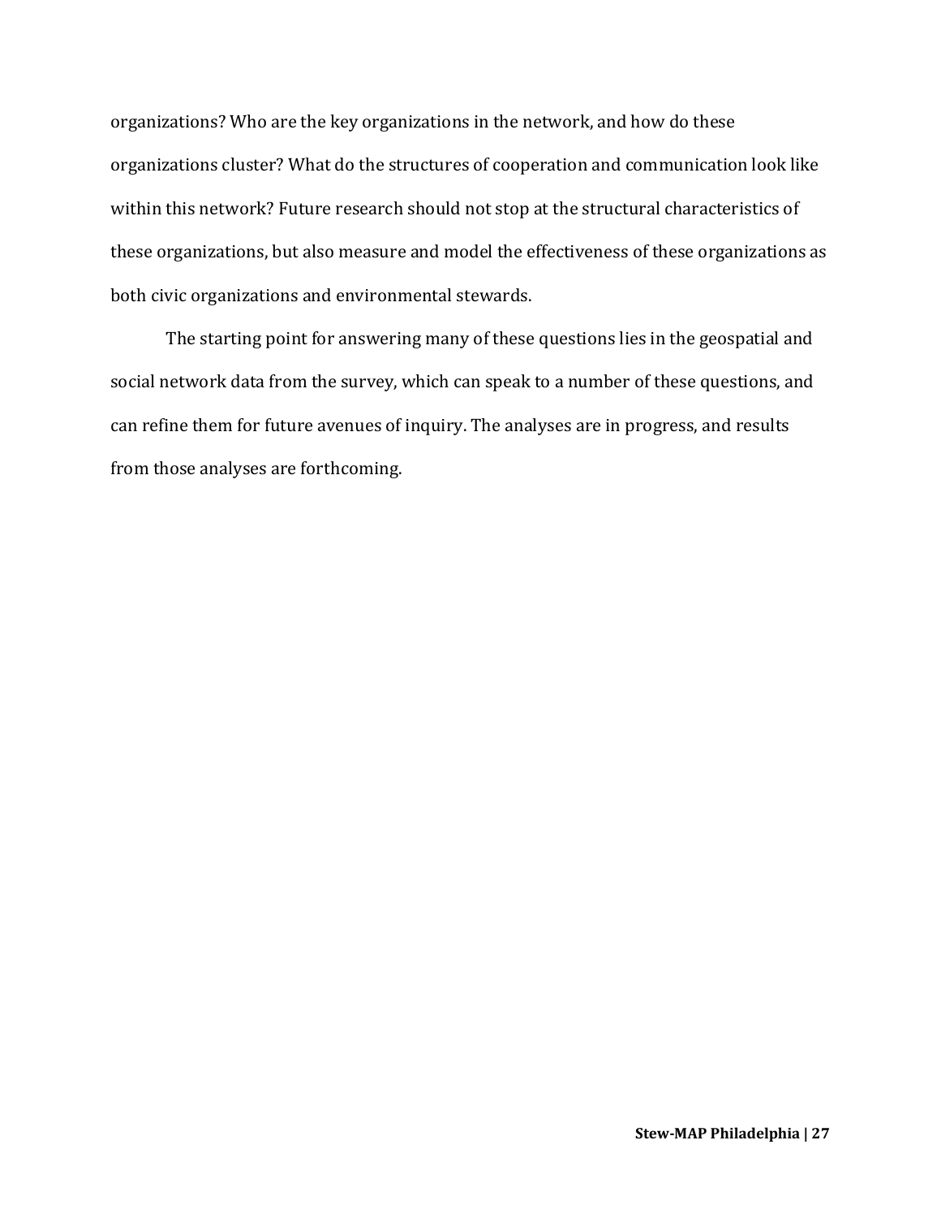organizations? Who are the key organizations in the network, and how do these organizations cluster? What do the structures of cooperation and communication look like within this network? Future research should not stop at the structural characteristics of these organizations, but also measure and model the effectiveness of these organizations as both civic organizations and environmental stewards.

The starting point for answering many of these questions lies in the geospatial and social network data from the survey, which can speak to a number of these questions, and can refine them for future avenues of inquiry. The analyses are in progress, and results from those analyses are forthcoming.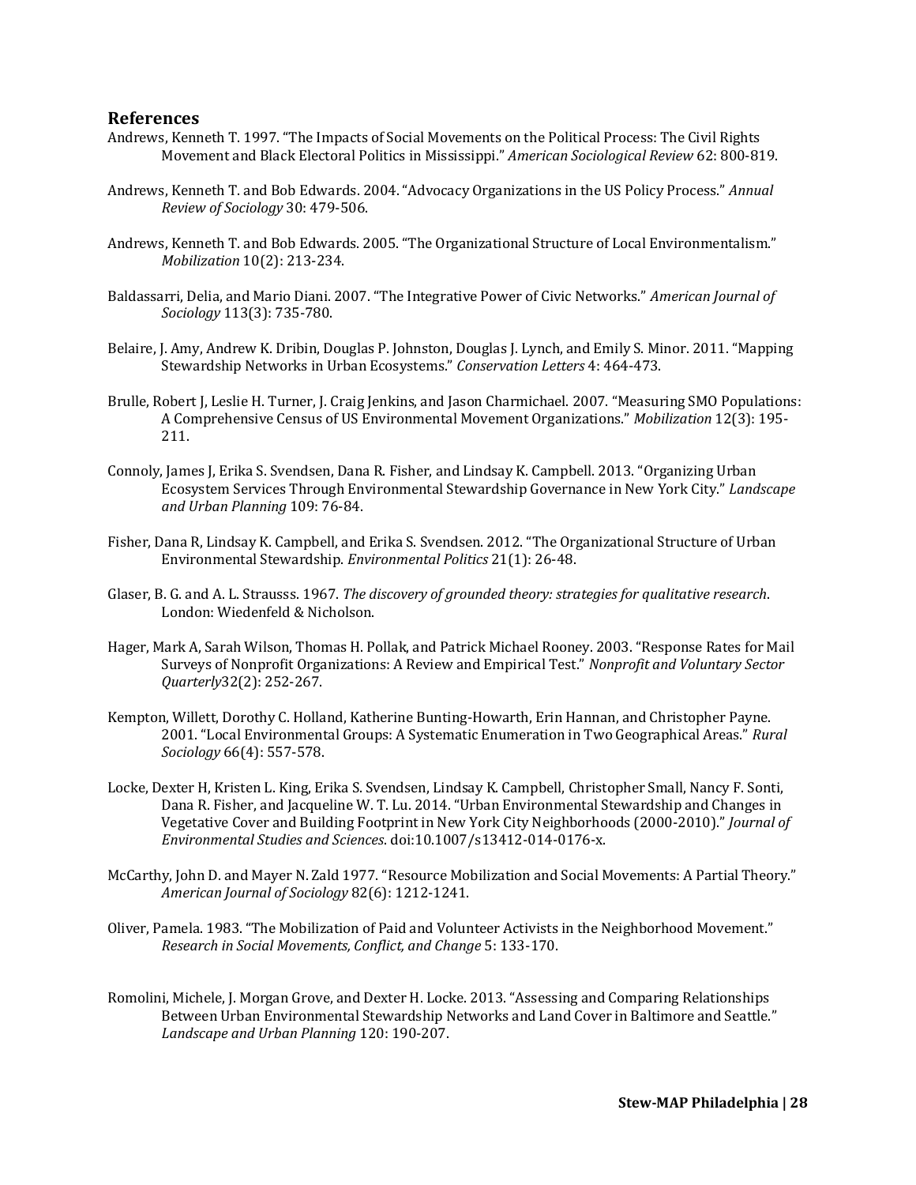## References

Andrews, Kenneth T. 1997. "The Impacts of Social Movements on the Political Process: The Civil Rights Movement and Black Electoral Politics in Mississippi." *American Sociological Review* 62: 800-819.

Andrews, Kenneth T. and Bob Edwards. 2004. "Advocacy Organizations in the US Policy Process." *Annual Review of Sociology* 30: 479-506.

Andrews, Kenneth T. and Bob Edwards. 2005. "The Organizational Structure of Local Environmentalism." *Mobilization* 10(2): 213-234.

Baldassarri, Delia, and Mario Diani. 2007. "The Integrative Power of Civic Networks." *American Journal of Sociology* 113(3): 735-780.

Belaire, J. Amy, Andrew K. Dribin, Douglas P. Johnston, Douglas J. Lynch, and Emily S. Minor. 2011. "Mapping Stewardship Networks in Urban Ecosystems." *Conservation Letters* 4: 464-473.

Brulle, Robert J, Leslie H. Turner, J. Craig Jenkins, and Jason Charmichael. 2007. "Measuring SMO Populations: A Comprehensive Census of US Environmental Movement Organizations." *Mobilization* 12(3): 195-211.

Connoly, James J, Erika S. Svendsen, Dana R. Fisher, and Lindsay K. Campbell. 2013. "Organizing Urban Ecosystem Services Through Environmental Stewardship Governance in New York City." *Landscape and Urban Planning* 109: 76-84.

Fisher, Dana R, Lindsay K. Campbell, and Erika S. Svendsen. 2012. "The Organizational Structure of Urban Environmental Stewardship. *Environmental Politics* 21(1): 26-48.

Glaser, B. G. and A. L. Strausss. 1967. *The discovery of grounded theory: strategies for qualitative research*. London: Wiedenfeld & Nicholson.

Hager, Mark A, Sarah Wilson, Thomas H. Pollak, and Patrick Michael Rooney. 2003. "Response Rates for Mail Surveys of Nonprofit Organizations: A Review and Empirical Test." *Nonprofit and Voluntary Sector Quarterly*32(2): 252-267.

Kempton, Willett, Dorothy C. Holland, Katherine Bunting-Howarth, Erin Hannan, and Christopher Payne. 2001. "Local Environmental Groups: A Systematic Enumeration in Two Geographical Areas." *Rural Sociology* 66(4): 557-578.

Locke, Dexter H, Kristen L. King, Erika S. Svendsen, Lindsay K. Campbell, Christopher Small, Nancy F. Sonti, Dana R. Fisher, and Jacqueline W. T. Lu. 2014. "Urban Environmental Stewardship and Changes in Vegetative Cover and Building Footprint in New York City Neighborhoods (2000-2010)." *Journal of Environmental Studies and Sciences*. doi:10.1007/s13412-014-0176-x.

McCarthy, John D. and Mayer N. Zald 1977. "Resource Mobilization and Social Movements: A Partial Theory." *American Journal of Sociology* 82(6): 1212-1241.

Oliver, Pamela. 1983. "The Mobilization of Paid and Volunteer Activists in the Neighborhood Movement." *Research in Social Movements, Conflict, and Change* 5: 133-170.

Romolini, Michele, J. Morgan Grove, and Dexter H. Locke. 2013. "Assessing and Comparing Relationships Between Urban Environmental Stewardship Networks and Land Cover in Baltimore and Seattle." *Landscape and Urban Planning* 120: 190-207.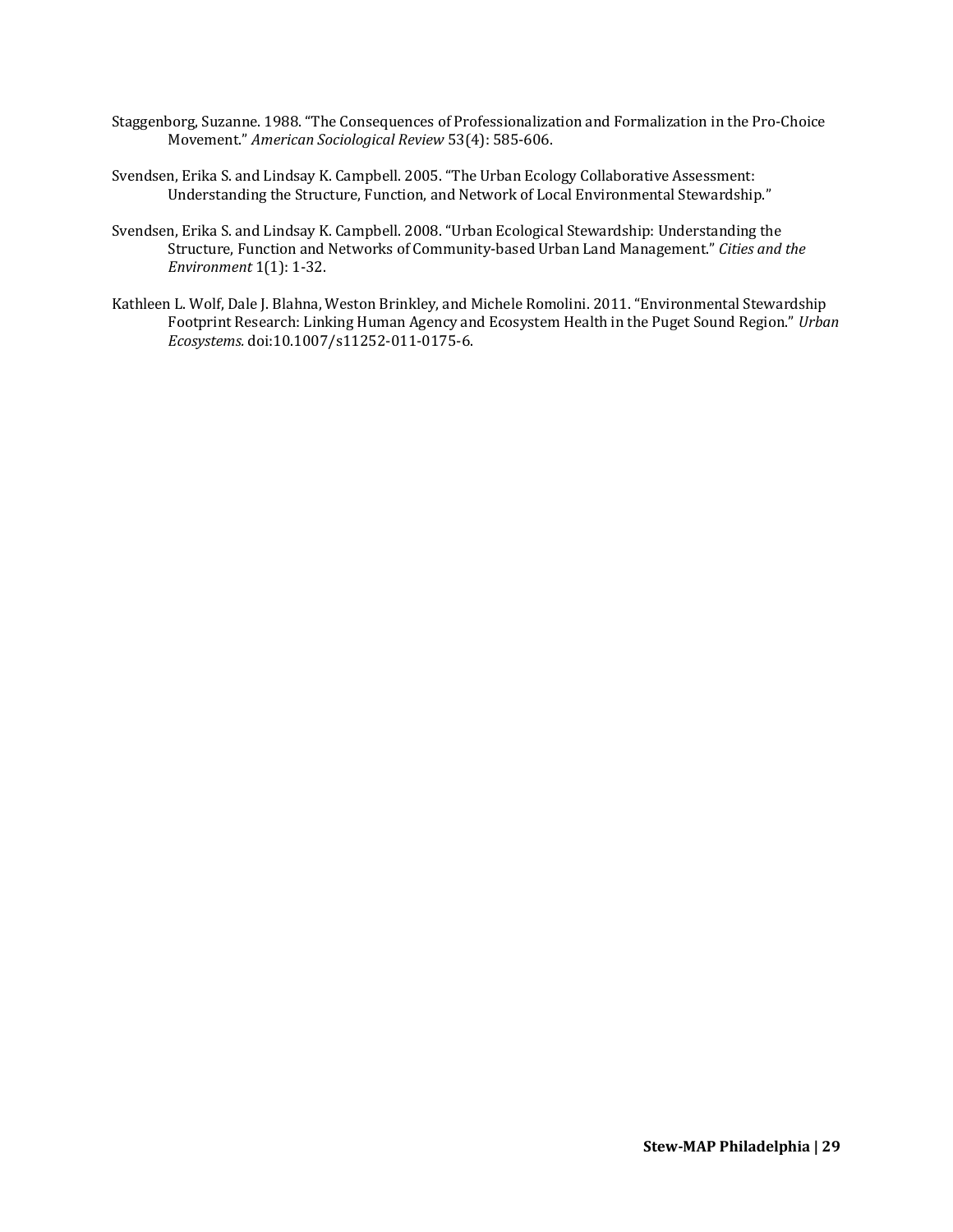Staggenborg, Suzanne. 1988. "The Consequences of Professionalization and Formalization in the Pro-Choice Movement." *American Sociological Review* 53(4): 585-606.

Svendsen, Erika S. and Lindsay K. Campbell. 2005. "The Urban Ecology Collaborative Assessment: Understanding the Structure, Function, and Network of Local Environmental Stewardship."

Svendsen, Erika S. and Lindsay K. Campbell. 2008. "Urban Ecological Stewardship: Understanding the Structure, Function and Networks of Community-based Urban Land Management." *Cities and the Environment* 1(1): 1-32.

Kathleen L. Wolf, Dale J. Blahna, Weston Brinkley, and Michele Romolini. 2011. "Environmental Stewardship Footprint Research: Linking Human Agency and Ecosystem Health in the Puget Sound Region." *Urban Ecosystems.* doi:10.1007/s11252-011-0175-6.